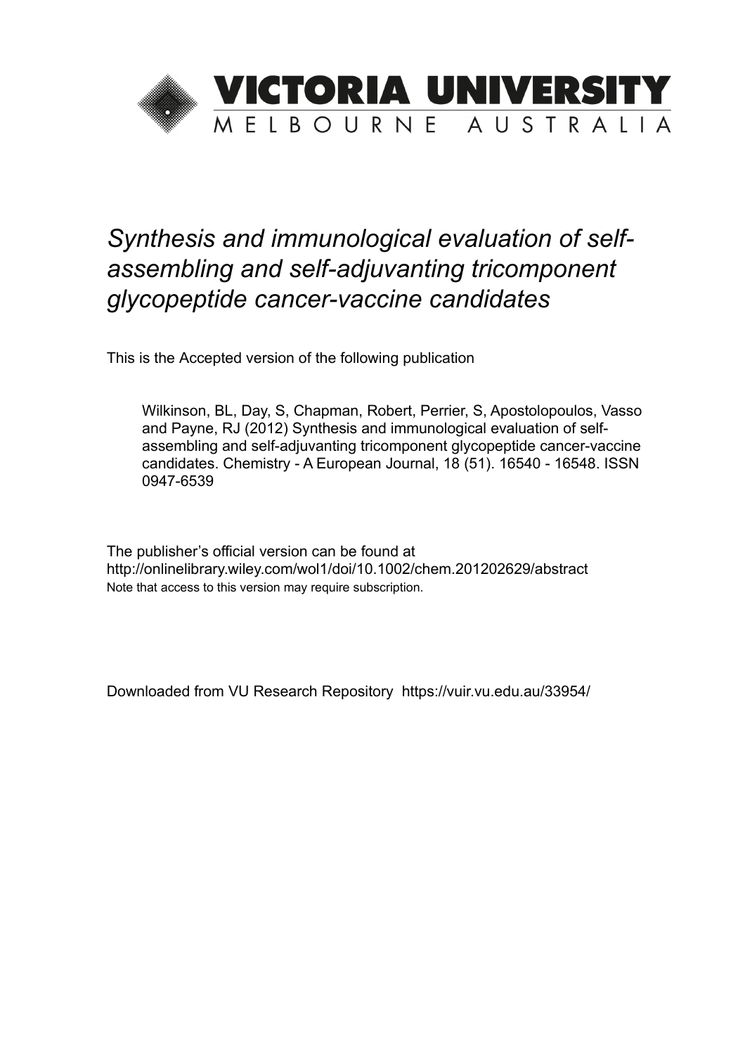VICTORIA UNIVERSITY
MELBOURNE AUSTRALIA

*Synthesis and immunological evaluation of self-assembling and self-adjuvanting tricomponent glycopeptide cancer-vaccine candidates*

This is the Accepted version of the following publication

Wilkinson, BL, Day, S, Chapman, Robert, Perrier, S, Apostolopoulos, Vasso and Payne, RJ (2012) Synthesis and immunological evaluation of self-assembling and self-adjuvanting tricomponent glycopeptide cancer-vaccine candidates. Chemistry - A European Journal, 18 (51). 16540 - 16548. ISSN 0947-6539

The publisher's official version can be found at
http://onlinelibrary.wiley.com/wol1/doi/10.1002/chem.201202629/abstract
Note that access to this version may require subscription.

Downloaded from VU Research Repository https://vuir.vu.edu.au/33954/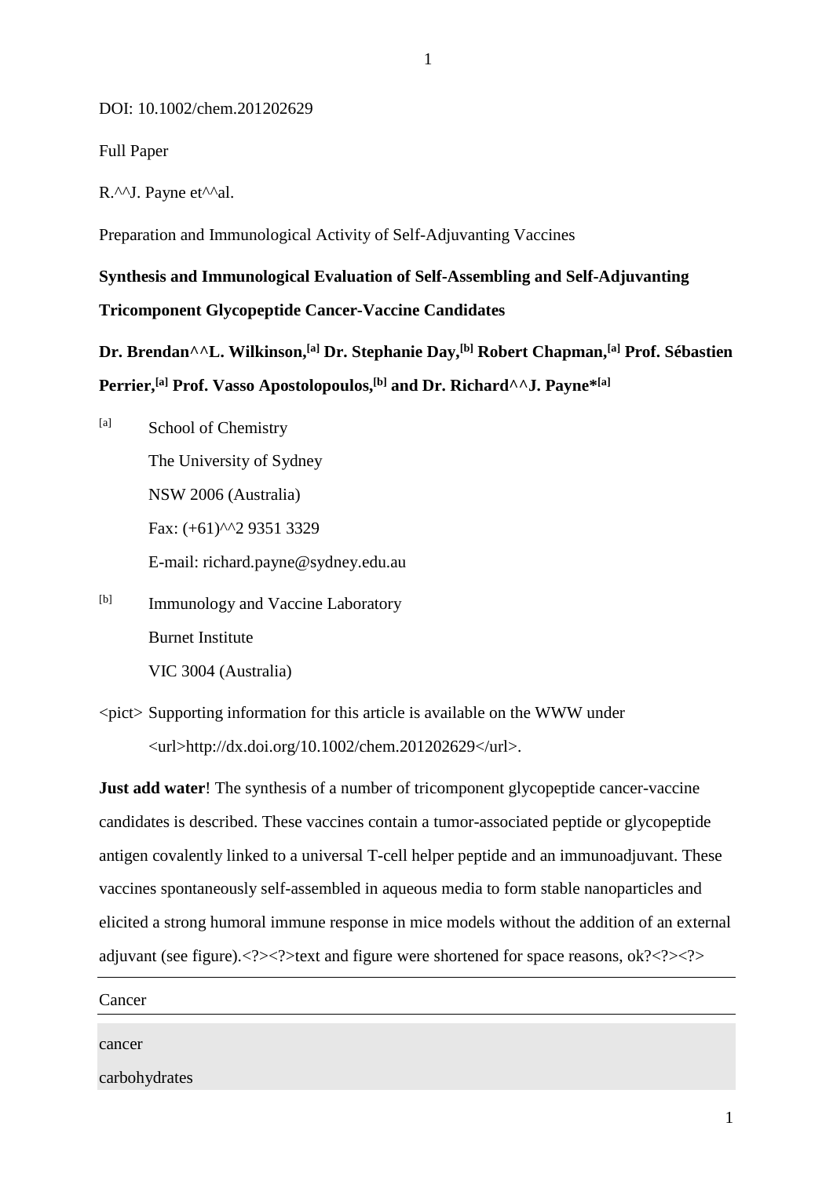DOI: 10.1002/chem.201202629

Full Paper

R.^^J. Payne et^^al.

Preparation and Immunological Activity of Self-Adjuvanting Vaccines

**Synthesis and Immunological Evaluation of Self-Assembling and Self-Adjuvanting Tricomponent Glycopeptide Cancer-Vaccine Candidates**

**Dr. Brendan^^L. Wilkinson,[a] Dr. Stephanie Day,[b] Robert Chapman,[a] Prof. Sébastien Perrier,[a] Prof. Vasso Apostolopoulos,[b] and Dr. Richard^^J. Payne*[a]**

[a] School of Chemistry
The University of Sydney
NSW 2006 (Australia)
Fax: (+61)^^2 9351 3329
E-mail: richard.payne@sydney.edu.au

[b] Immunology and Vaccine Laboratory
Burnet Institute
VIC 3004 (Australia)

<pict> Supporting information for this article is available on the WWW under <url>http://dx.doi.org/10.1002/chem.201202629</url>.

**Just add water**! The synthesis of a number of tricomponent glycopeptide cancer-vaccine candidates is described. These vaccines contain a tumor-associated peptide or glycopeptide antigen covalently linked to a universal T-cell helper peptide and an immunoadjuvant. These vaccines spontaneously self-assembled in aqueous media to form stable nanoparticles and elicited a strong humoral immune response in mice models without the addition of an external adjuvant (see figure).<?><?>text and figure were shortened for space reasons, ok?<?><?>

Cancer

cancer

carbohydrates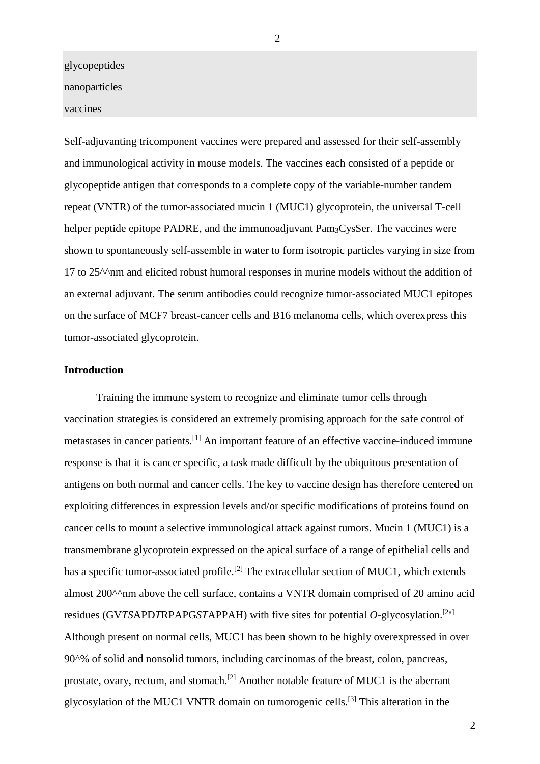glycopeptides

nanoparticles

vaccines

Self-adjuvanting tricomponent vaccines were prepared and assessed for their self-assembly and immunological activity in mouse models. The vaccines each consisted of a peptide or glycopeptide antigen that corresponds to a complete copy of the variable-number tandem repeat (VNTR) of the tumor-associated mucin 1 (MUC1) glycoprotein, the universal T-cell helper peptide epitope PADRE, and the immunoadjuvant $Pam_3$CysSer. The vaccines were shown to spontaneously self-assemble in water to form isotropic particles varying in size from 17 to 25^^nm and elicited robust humoral responses in murine models without the addition of an external adjuvant. The serum antibodies could recognize tumor-associated MUC1 epitopes on the surface of MCF7 breast-cancer cells and B16 melanoma cells, which overexpress this tumor-associated glycoprotein.

**Introduction**

Training the immune system to recognize and eliminate tumor cells through vaccination strategies is considered an extremely promising approach for the safe control of metastases in cancer patients.[1] An important feature of an effective vaccine-induced immune response is that it is cancer specific, a task made difficult by the ubiquitous presentation of antigens on both normal and cancer cells. The key to vaccine design has therefore centered on exploiting differences in expression levels and/or specific modifications of proteins found on cancer cells to mount a selective immunological attack against tumors. Mucin 1 (MUC1) is a transmembrane glycoprotein expressed on the apical surface of a range of epithelial cells and has a specific tumor-associated profile.[2] The extracellular section of MUC1, which extends almost 200^^nm above the cell surface, contains a VNTR domain comprised of 20 amino acid residues (GV*TS*APD*T*RPAPG*ST*APPAH) with five sites for potential *O*-glycosylation.[2a] Although present on normal cells, MUC1 has been shown to be highly overexpressed in over 90^% of solid and nonsolid tumors, including carcinomas of the breast, colon, pancreas, prostate, ovary, rectum, and stomach.[2] Another notable feature of MUC1 is the aberrant glycosylation of the MUC1 VNTR domain on tumorogenic cells.[3] This alteration in the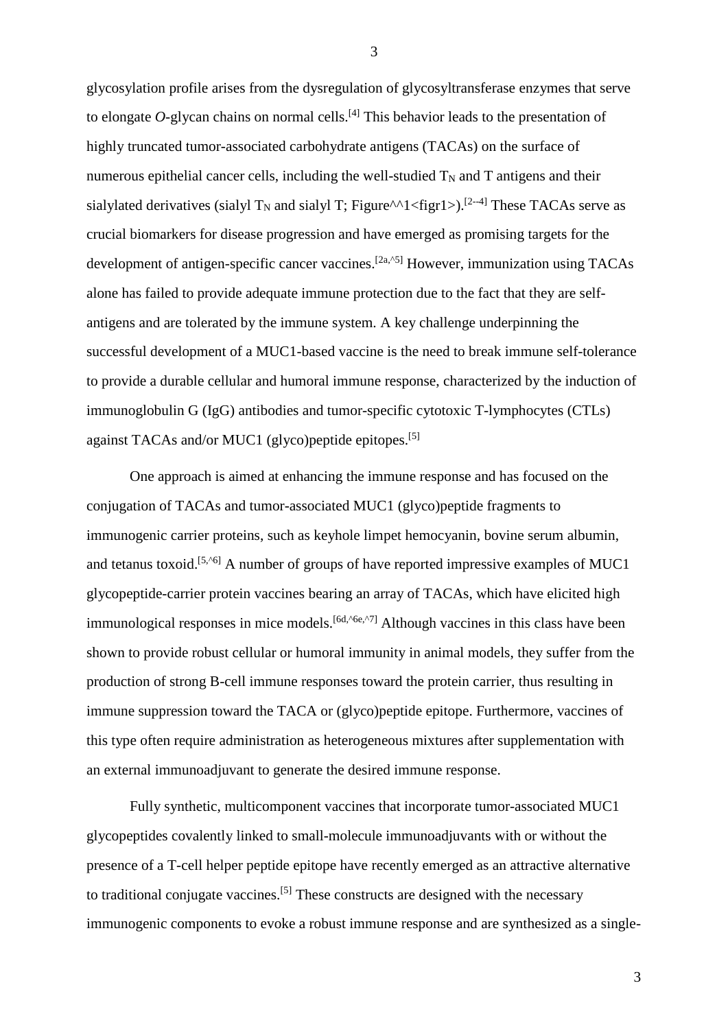glycosylation profile arises from the dysregulation of glycosyltransferase enzymes that serve to elongate *O*-glycan chains on normal cells.[4] This behavior leads to the presentation of highly truncated tumor-associated carbohydrate antigens (TACAs) on the surface of numerous epithelial cancer cells, including the well-studied $T_N$ and T antigens and their sialylated derivatives (sialyl $T_N$ and sialyl T; Figure^^1<figr1>).[2--4] These TACAs serve as crucial biomarkers for disease progression and have emerged as promising targets for the development of antigen-specific cancer vaccines.[2a,^5] However, immunization using TACAs alone has failed to provide adequate immune protection due to the fact that they are self-antigens and are tolerated by the immune system. A key challenge underpinning the successful development of a MUC1-based vaccine is the need to break immune self-tolerance to provide a durable cellular and humoral immune response, characterized by the induction of immunoglobulin G (IgG) antibodies and tumor-specific cytotoxic T-lymphocytes (CTLs) against TACAs and/or MUC1 (glyco)peptide epitopes.[5]

One approach is aimed at enhancing the immune response and has focused on the conjugation of TACAs and tumor-associated MUC1 (glyco)peptide fragments to immunogenic carrier proteins, such as keyhole limpet hemocyanin, bovine serum albumin, and tetanus toxoid.[5,^6] A number of groups of have reported impressive examples of MUC1 glycopeptide-carrier protein vaccines bearing an array of TACAs, which have elicited high immunological responses in mice models.[6d,^6e,^7] Although vaccines in this class have been shown to provide robust cellular or humoral immunity in animal models, they suffer from the production of strong B-cell immune responses toward the protein carrier, thus resulting in immune suppression toward the TACA or (glyco)peptide epitope. Furthermore, vaccines of this type often require administration as heterogeneous mixtures after supplementation with an external immunoadjuvant to generate the desired immune response.

Fully synthetic, multicomponent vaccines that incorporate tumor-associated MUC1 glycopeptides covalently linked to small-molecule immunoadjuvants with or without the presence of a T-cell helper peptide epitope have recently emerged as an attractive alternative to traditional conjugate vaccines.[5] These constructs are designed with the necessary immunogenic components to evoke a robust immune response and are synthesized as a single-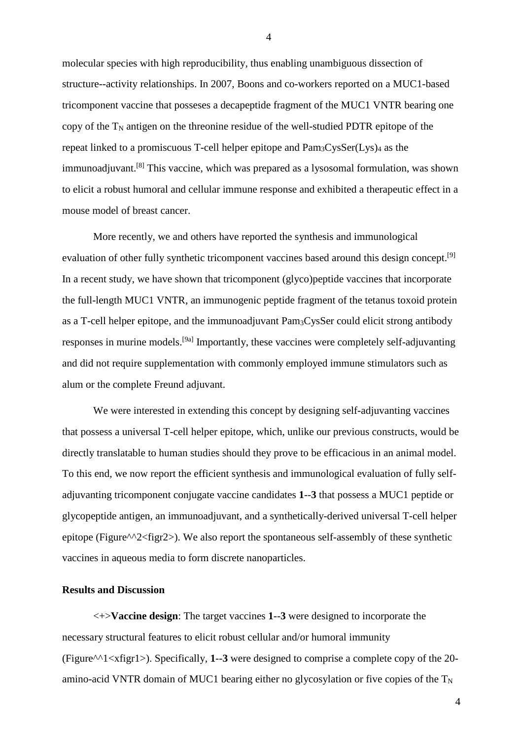molecular species with high reproducibility, thus enabling unambiguous dissection of structure--activity relationships. In 2007, Boons and co-workers reported on a MUC1-based tricomponent vaccine that posseses a decapeptide fragment of the MUC1 VNTR bearing one copy of the $T_N$ antigen on the threonine residue of the well-studied PDTR epitope of the repeat linked to a promiscuous T-cell helper epitope and $Pam_3CysSer(Lys)_4$ as the immunoadjuvant.[8] This vaccine, which was prepared as a lysosomal formulation, was shown to elicit a robust humoral and cellular immune response and exhibited a therapeutic effect in a mouse model of breast cancer.

More recently, we and others have reported the synthesis and immunological evaluation of other fully synthetic tricomponent vaccines based around this design concept.[9] In a recent study, we have shown that tricomponent (glyco)peptide vaccines that incorporate the full-length MUC1 VNTR, an immunogenic peptide fragment of the tetanus toxoid protein as a T-cell helper epitope, and the immunoadjuvant $Pam_3CysSer$ could elicit strong antibody responses in murine models.[9a] Importantly, these vaccines were completely self-adjuvanting and did not require supplementation with commonly employed immune stimulators such as alum or the complete Freund adjuvant.

We were interested in extending this concept by designing self-adjuvanting vaccines that possess a universal T-cell helper epitope, which, unlike our previous constructs, would be directly translatable to human studies should they prove to be efficacious in an animal model. To this end, we now report the efficient synthesis and immunological evaluation of fully self-adjuvanting tricomponent conjugate vaccine candidates **1**--**3** that possess a MUC1 peptide or glycopeptide antigen, an immunoadjuvant, and a synthetically-derived universal T-cell helper epitope (Figure^^2<figr2>). We also report the spontaneous self-assembly of these synthetic vaccines in aqueous media to form discrete nanoparticles.

## Results and Discussion

<+>**Vaccine design**: The target vaccines **1**--**3** were designed to incorporate the necessary structural features to elicit robust cellular and/or humoral immunity (Figure^^1<xfigr1>). Specifically, **1**--**3** were designed to comprise a complete copy of the 20-amino-acid VNTR domain of MUC1 bearing either no glycosylation or five copies of the $T_N$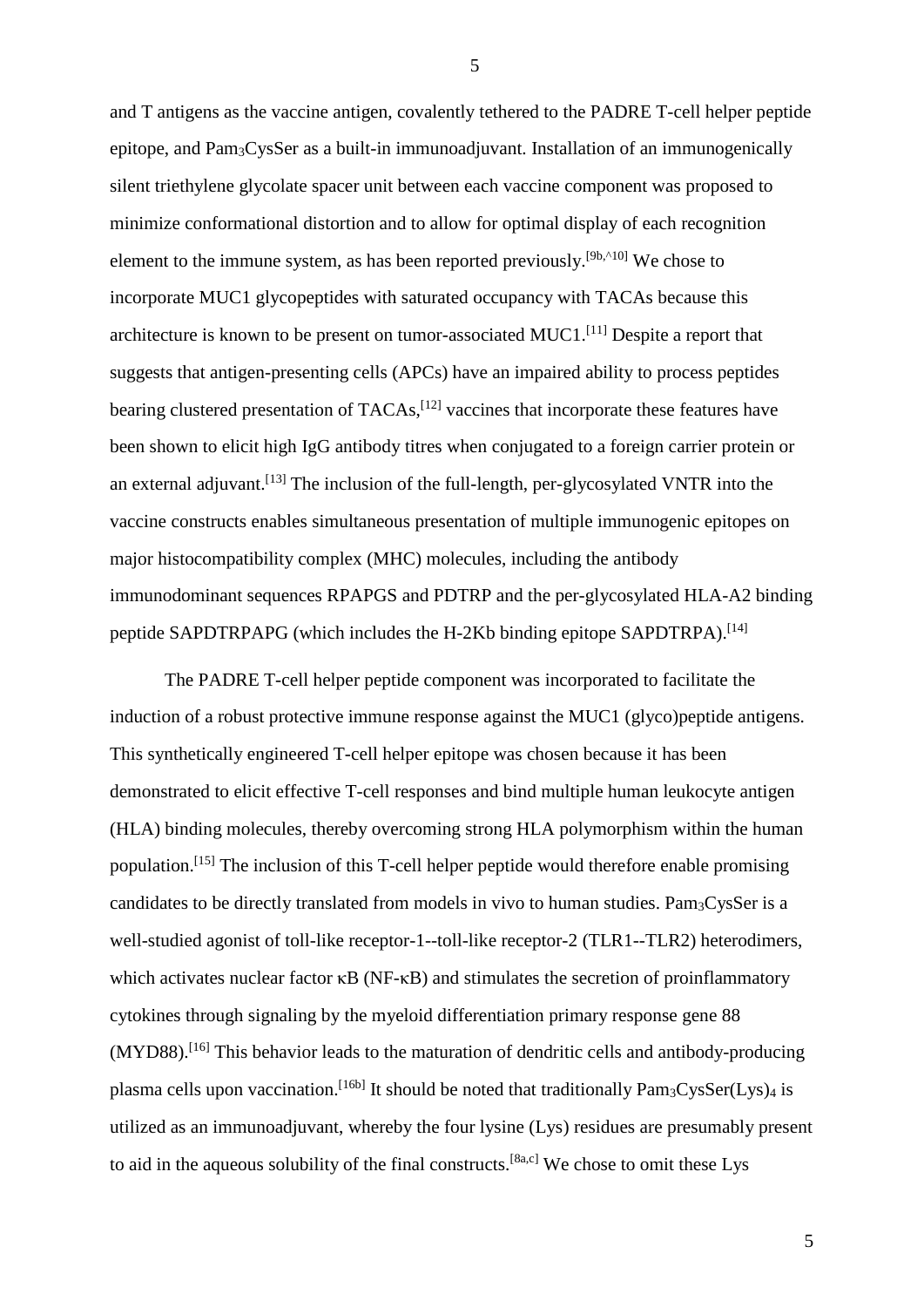and T antigens as the vaccine antigen, covalently tethered to the PADRE T-cell helper peptide epitope, and $Pam_3$CysSer as a built-in immunoadjuvant. Installation of an immunogenically silent triethylene glycolate spacer unit between each vaccine component was proposed to minimize conformational distortion and to allow for optimal display of each recognition element to the immune system, as has been reported previously.[9b,^10] We chose to incorporate MUC1 glycopeptides with saturated occupancy with TACAs because this architecture is known to be present on tumor-associated MUC1.[11] Despite a report that suggests that antigen-presenting cells (APCs) have an impaired ability to process peptides bearing clustered presentation of TACAs,[12] vaccines that incorporate these features have been shown to elicit high IgG antibody titres when conjugated to a foreign carrier protein or an external adjuvant.[13] The inclusion of the full-length, per-glycosylated VNTR into the vaccine constructs enables simultaneous presentation of multiple immunogenic epitopes on major histocompatibility complex (MHC) molecules, including the antibody immunodominant sequences RPAPGS and PDTRP and the per-glycosylated HLA-A2 binding peptide SAPDTRPAPG (which includes the H-2Kb binding epitope SAPDTRPA).[14]

The PADRE T-cell helper peptide component was incorporated to facilitate the induction of a robust protective immune response against the MUC1 (glyco)peptide antigens. This synthetically engineered T-cell helper epitope was chosen because it has been demonstrated to elicit effective T-cell responses and bind multiple human leukocyte antigen (HLA) binding molecules, thereby overcoming strong HLA polymorphism within the human population.[15] The inclusion of this T-cell helper peptide would therefore enable promising candidates to be directly translated from models in vivo to human studies. $Pam_3$CysSer is a well-studied agonist of toll-like receptor-1--toll-like receptor-2 (TLR1--TLR2) heterodimers, which activates nuclear factor κB (NF-κB) and stimulates the secretion of proinflammatory cytokines through signaling by the myeloid differentiation primary response gene 88 (MYD88).[16] This behavior leads to the maturation of dendritic cells and antibody-producing plasma cells upon vaccination.[16b] It should be noted that traditionally $Pam_3$CysSer$(Lys)_4$ is utilized as an immunoadjuvant, whereby the four lysine (Lys) residues are presumably present to aid in the aqueous solubility of the final constructs.[8a,c] We chose to omit these Lys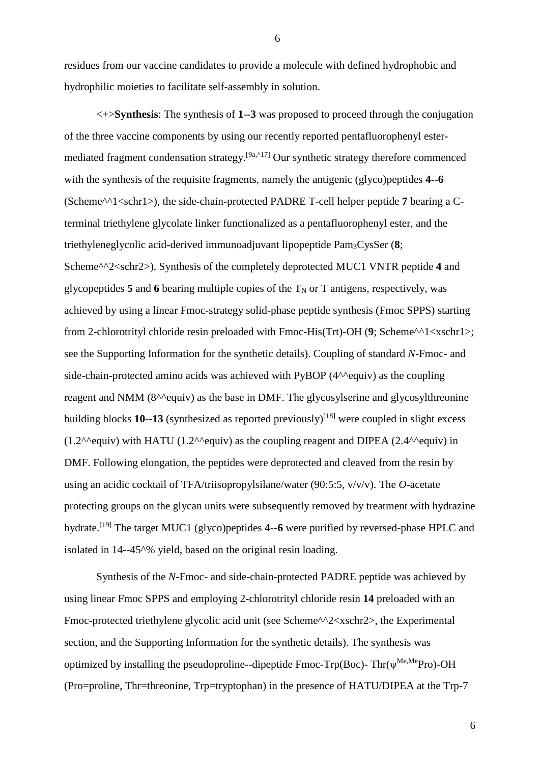residues from our vaccine candidates to provide a molecule with defined hydrophobic and hydrophilic moieties to facilitate self-assembly in solution.

<+>**Synthesis**: The synthesis of **1**--**3** was proposed to proceed through the conjugation of the three vaccine components by using our recently reported pentafluorophenyl ester-mediated fragment condensation strategy.[9a,^17] Our synthetic strategy therefore commenced with the synthesis of the requisite fragments, namely the antigenic (glyco)peptides **4**--**6** (Scheme^^1<schr1>), the side-chain-protected PADRE T-cell helper peptide **7** bearing a C-terminal triethylene glycolate linker functionalized as a pentafluorophenyl ester, and the triethyleneglycolic acid-derived immunoadjuvant lipopeptide $Pam_3$CysSer (**8**; Scheme^^2<schr2>). Synthesis of the completely deprotected MUC1 VNTR peptide **4** and glycopeptides **5** and **6** bearing multiple copies of the $T_N$ or T antigens, respectively, was achieved by using a linear Fmoc-strategy solid-phase peptide synthesis (Fmoc SPPS) starting from 2-chlorotrityl chloride resin preloaded with Fmoc-His(Trt)-OH (**9**; Scheme^^1<xschr1>; see the Supporting Information for the synthetic details). Coupling of standard *N*-Fmoc- and side-chain-protected amino acids was achieved with PyBOP (4^^equiv) as the coupling reagent and NMM (8^^equiv) as the base in DMF. The glycosylserine and glycosylthreonine building blocks **10**--**13** (synthesized as reported previously)[18] were coupled in slight excess (1.2^^equiv) with HATU (1.2^^equiv) as the coupling reagent and DIPEA (2.4^^equiv) in DMF. Following elongation, the peptides were deprotected and cleaved from the resin by using an acidic cocktail of TFA/triisopropylsilane/water (90:5:5, v/v/v). The *O*-acetate protecting groups on the glycan units were subsequently removed by treatment with hydrazine hydrate.[19] The target MUC1 (glyco)peptides **4**--**6** were purified by reversed-phase HPLC and isolated in 14--45^% yield, based on the original resin loading.

Synthesis of the *N*-Fmoc- and side-chain-protected PADRE peptide was achieved by using linear Fmoc SPPS and employing 2-chlorotrityl chloride resin **14** preloaded with an Fmoc-protected triethylene glycolic acid unit (see Scheme^^2<xschr2>, the Experimental section, and the Supporting Information for the synthetic details). The synthesis was optimized by installing the pseudoproline--dipeptide Fmoc-Trp(Boc)- Thr($\psi^{Me,Me}$Pro)-OH (Pro=proline, Thr=threonine, Trp=tryptophan) in the presence of HATU/DIPEA at the Trp-7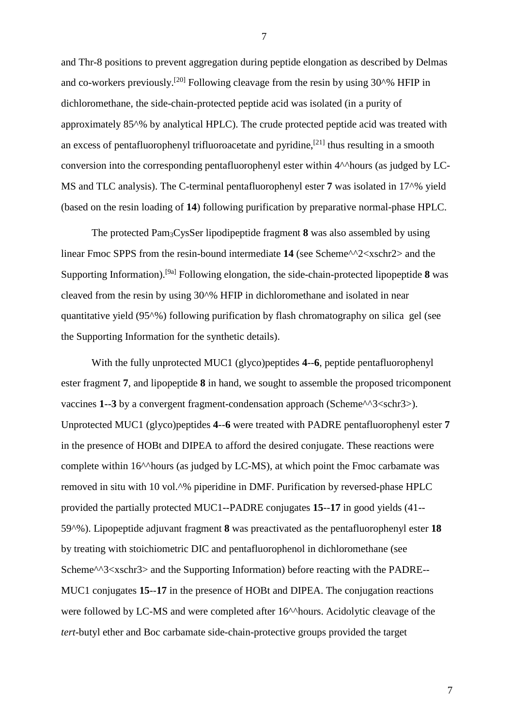and Thr-8 positions to prevent aggregation during peptide elongation as described by Delmas and co-workers previously.[20] Following cleavage from the resin by using 30^% HFIP in dichloromethane, the side-chain-protected peptide acid was isolated (in a purity of approximately 85^% by analytical HPLC). The crude protected peptide acid was treated with an excess of pentafluorophenyl trifluoroacetate and pyridine,[21] thus resulting in a smooth conversion into the corresponding pentafluorophenyl ester within 4^^hours (as judged by LC-MS and TLC analysis). The C-terminal pentafluorophenyl ester **7** was isolated in 17^% yield (based on the resin loading of **14**) following purification by preparative normal-phase HPLC.

The protected $Pam_3$CysSer lipodipeptide fragment **8** was also assembled by using linear Fmoc SPPS from the resin-bound intermediate **14** (see Scheme^^2<xschr2> and the Supporting Information).[9a] Following elongation, the side-chain-protected lipopeptide **8** was cleaved from the resin by using 30^% HFIP in dichloromethane and isolated in near quantitative yield (95^%) following purification by flash chromatography on silica gel (see the Supporting Information for the synthetic details).

With the fully unprotected MUC1 (glyco)peptides **4**--**6**, peptide pentafluorophenyl ester fragment **7**, and lipopeptide **8** in hand, we sought to assemble the proposed tricomponent vaccines **1**--**3** by a convergent fragment-condensation approach (Scheme^^3<schr3>). Unprotected MUC1 (glyco)peptides **4**--**6** were treated with PADRE pentafluorophenyl ester **7** in the presence of HOBt and DIPEA to afford the desired conjugate. These reactions were complete within 16^^hours (as judged by LC-MS), at which point the Fmoc carbamate was removed in situ with 10 vol.^% piperidine in DMF. Purification by reversed-phase HPLC provided the partially protected MUC1--PADRE conjugates **15**--**17** in good yields (41--59^%). Lipopeptide adjuvant fragment **8** was preactivated as the pentafluorophenyl ester **18** by treating with stoichiometric DIC and pentafluorophenol in dichloromethane (see Scheme^^3<xschr3> and the Supporting Information) before reacting with the PADRE--MUC1 conjugates **15**--**17** in the presence of HOBt and DIPEA. The conjugation reactions were followed by LC-MS and were completed after 16^^hours. Acidolytic cleavage of the *tert*-butyl ether and Boc carbamate side-chain-protective groups provided the target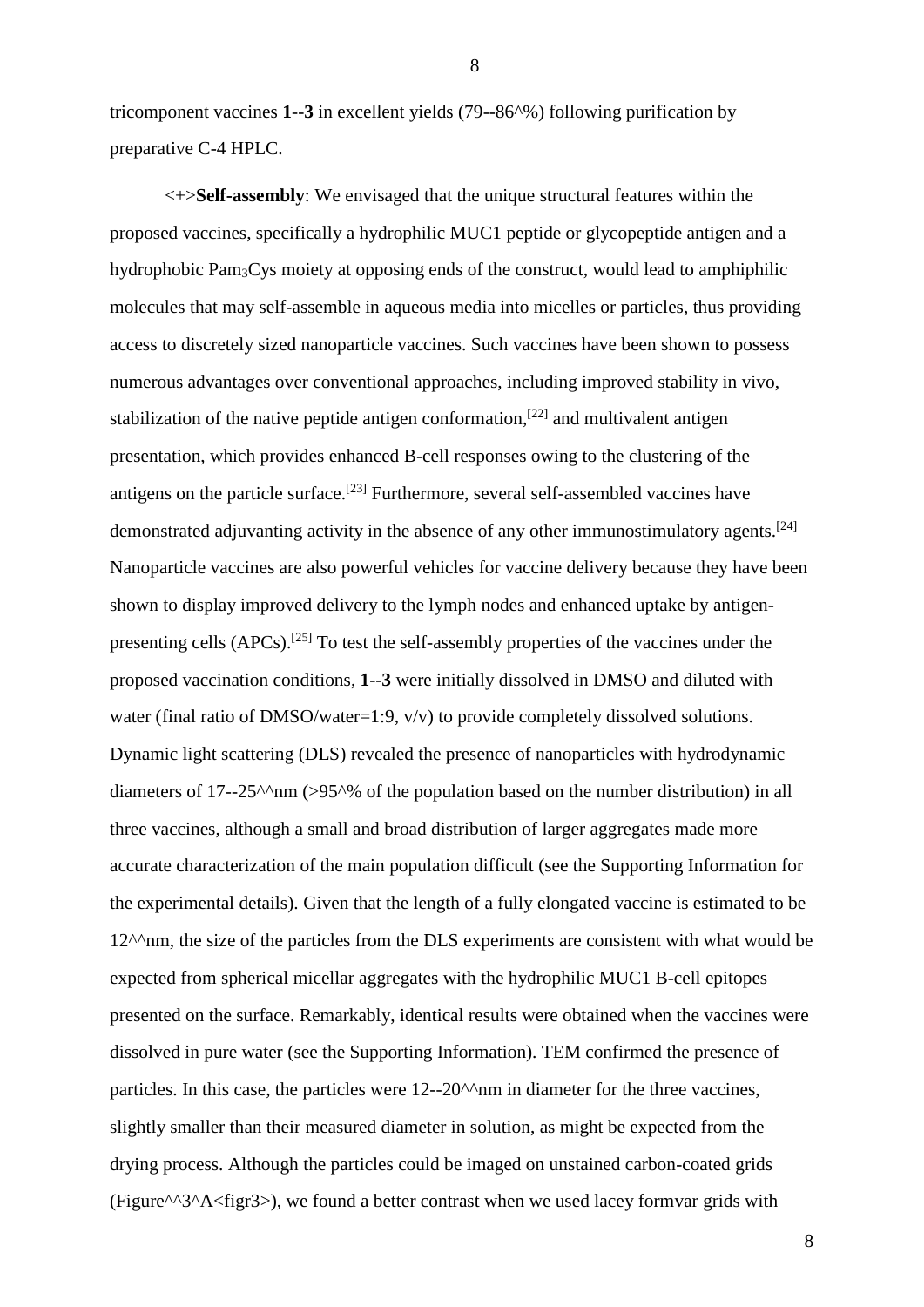tricomponent vaccines **1**--**3** in excellent yields (79--86^%) following purification by preparative C-4 HPLC.

<+>**Self-assembly**: We envisaged that the unique structural features within the proposed vaccines, specifically a hydrophilic MUC1 peptide or glycopeptide antigen and a hydrophobic $Pam_3Cys$ moiety at opposing ends of the construct, would lead to amphiphilic molecules that may self-assemble in aqueous media into micelles or particles, thus providing access to discretely sized nanoparticle vaccines. Such vaccines have been shown to possess numerous advantages over conventional approaches, including improved stability in vivo, stabilization of the native peptide antigen conformation,[22] and multivalent antigen presentation, which provides enhanced B-cell responses owing to the clustering of the antigens on the particle surface.[23] Furthermore, several self-assembled vaccines have demonstrated adjuvanting activity in the absence of any other immunostimulatory agents.[24] Nanoparticle vaccines are also powerful vehicles for vaccine delivery because they have been shown to display improved delivery to the lymph nodes and enhanced uptake by antigen-presenting cells (APCs).[25] To test the self-assembly properties of the vaccines under the proposed vaccination conditions, **1**--**3** were initially dissolved in DMSO and diluted with water (final ratio of DMSO/water=1:9, v/v) to provide completely dissolved solutions. Dynamic light scattering (DLS) revealed the presence of nanoparticles with hydrodynamic diameters of 17--25^^nm (>95^% of the population based on the number distribution) in all three vaccines, although a small and broad distribution of larger aggregates made more accurate characterization of the main population difficult (see the Supporting Information for the experimental details). Given that the length of a fully elongated vaccine is estimated to be 12^^nm, the size of the particles from the DLS experiments are consistent with what would be expected from spherical micellar aggregates with the hydrophilic MUC1 B-cell epitopes presented on the surface. Remarkably, identical results were obtained when the vaccines were dissolved in pure water (see the Supporting Information). TEM confirmed the presence of particles. In this case, the particles were 12--20^^nm in diameter for the three vaccines, slightly smaller than their measured diameter in solution, as might be expected from the drying process. Although the particles could be imaged on unstained carbon-coated grids (Figure^^3^A<figr3>), we found a better contrast when we used lacey formvar grids with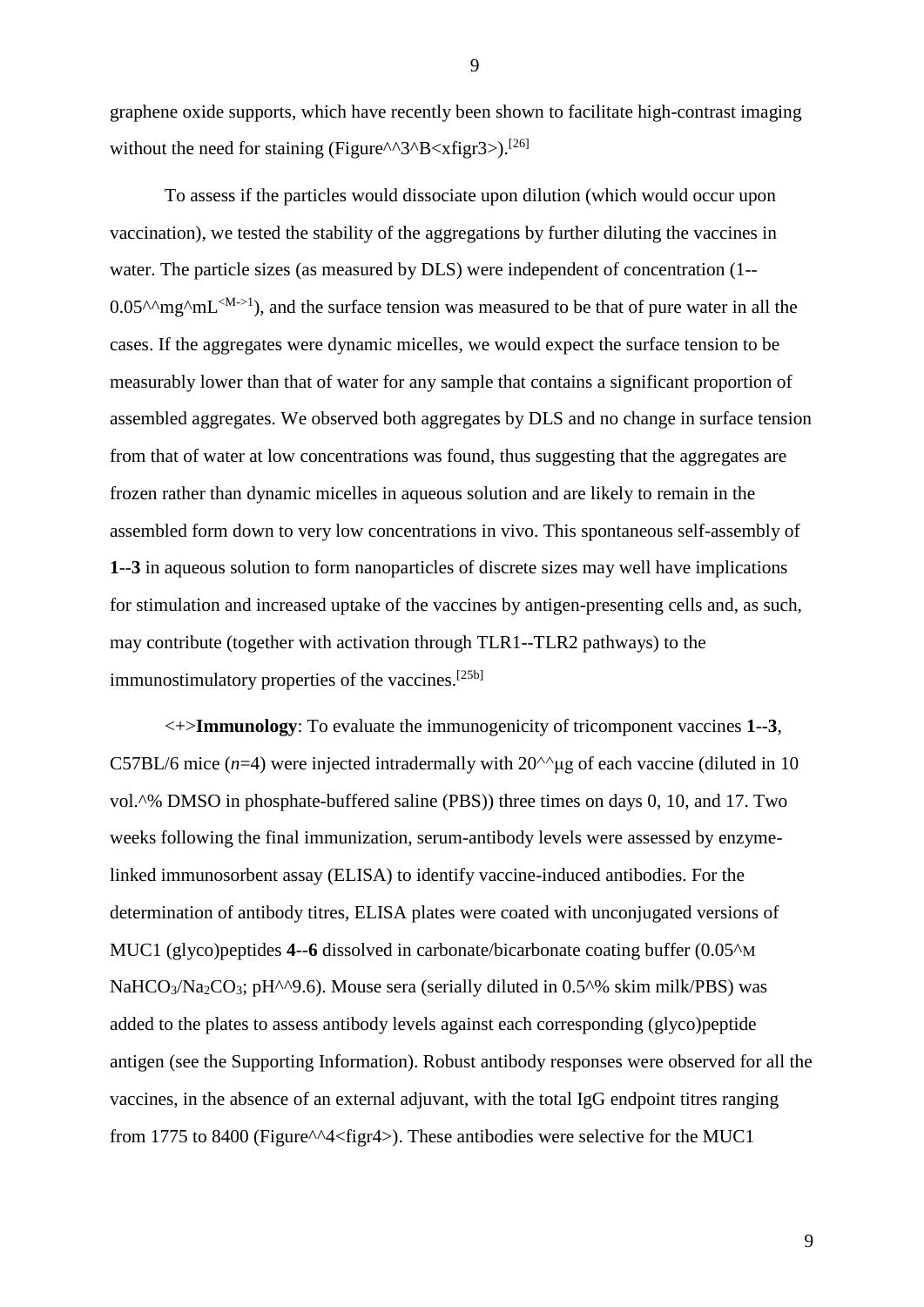graphene oxide supports, which have recently been shown to facilitate high-contrast imaging without the need for staining (Figure^^3^B<xfigr3>).[26]

To assess if the particles would dissociate upon dilution (which would occur upon vaccination), we tested the stability of the aggregations by further diluting the vaccines in water. The particle sizes (as measured by DLS) were independent of concentration (1--0.05^^mg^mL$^{<M->1}$), and the surface tension was measured to be that of pure water in all the cases. If the aggregates were dynamic micelles, we would expect the surface tension to be measurably lower than that of water for any sample that contains a significant proportion of assembled aggregates. We observed both aggregates by DLS and no change in surface tension from that of water at low concentrations was found, thus suggesting that the aggregates are frozen rather than dynamic micelles in aqueous solution and are likely to remain in the assembled form down to very low concentrations in vivo. This spontaneous self-assembly of **1**--**3** in aqueous solution to form nanoparticles of discrete sizes may well have implications for stimulation and increased uptake of the vaccines by antigen-presenting cells and, as such, may contribute (together with activation through TLR1--TLR2 pathways) to the immunostimulatory properties of the vaccines.[25b]

<+>**Immunology**: To evaluate the immunogenicity of tricomponent vaccines **1**--**3**, C57BL/6 mice (*n*=4) were injected intradermally with 20^^μg of each vaccine (diluted in 10 vol.^% DMSO in phosphate-buffered saline (PBS)) three times on days 0, 10, and 17. Two weeks following the final immunization, serum-antibody levels were assessed by enzyme-linked immunosorbent assay (ELISA) to identify vaccine-induced antibodies. For the determination of antibody titres, ELISA plates were coated with unconjugated versions of MUC1 (glyco)peptides **4**--**6** dissolved in carbonate/bicarbonate coating buffer (0.05^M $NaHCO_3/Na_2CO_3$; pH^^9.6). Mouse sera (serially diluted in 0.5^% skim milk/PBS) was added to the plates to assess antibody levels against each corresponding (glyco)peptide antigen (see the Supporting Information). Robust antibody responses were observed for all the vaccines, in the absence of an external adjuvant, with the total IgG endpoint titres ranging from 1775 to 8400 (Figure^^4<figr4>). These antibodies were selective for the MUC1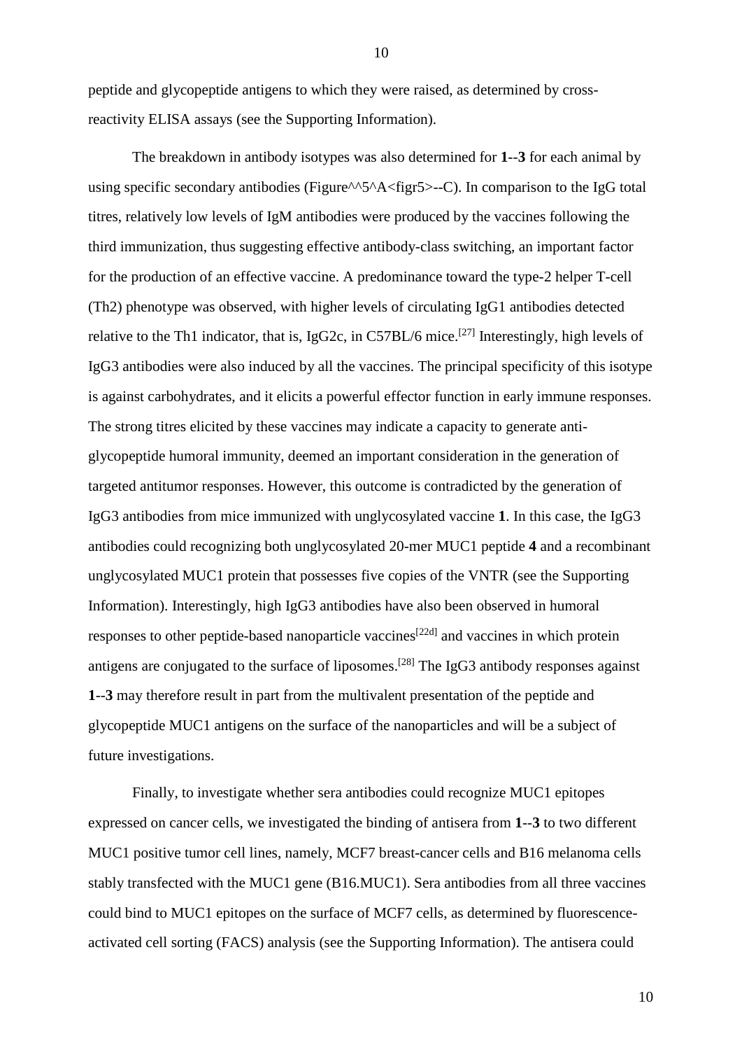peptide and glycopeptide antigens to which they were raised, as determined by cross-reactivity ELISA assays (see the Supporting Information).

The breakdown in antibody isotypes was also determined for **1**--**3** for each animal by using specific secondary antibodies (Figure^^5^A<figr5>--C). In comparison to the IgG total titres, relatively low levels of IgM antibodies were produced by the vaccines following the third immunization, thus suggesting effective antibody-class switching, an important factor for the production of an effective vaccine. A predominance toward the type-2 helper T-cell (Th2) phenotype was observed, with higher levels of circulating IgG1 antibodies detected relative to the Th1 indicator, that is, IgG2c, in C57BL/6 mice.[27] Interestingly, high levels of IgG3 antibodies were also induced by all the vaccines. The principal specificity of this isotype is against carbohydrates, and it elicits a powerful effector function in early immune responses. The strong titres elicited by these vaccines may indicate a capacity to generate anti-glycopeptide humoral immunity, deemed an important consideration in the generation of targeted antitumor responses. However, this outcome is contradicted by the generation of IgG3 antibodies from mice immunized with unglycosylated vaccine **1**. In this case, the IgG3 antibodies could recognizing both unglycosylated 20-mer MUC1 peptide **4** and a recombinant unglycosylated MUC1 protein that possesses five copies of the VNTR (see the Supporting Information). Interestingly, high IgG3 antibodies have also been observed in humoral responses to other peptide-based nanoparticle vaccines[22d] and vaccines in which protein antigens are conjugated to the surface of liposomes.[28] The IgG3 antibody responses against **1**--**3** may therefore result in part from the multivalent presentation of the peptide and glycopeptide MUC1 antigens on the surface of the nanoparticles and will be a subject of future investigations.

Finally, to investigate whether sera antibodies could recognize MUC1 epitopes expressed on cancer cells, we investigated the binding of antisera from **1**--**3** to two different MUC1 positive tumor cell lines, namely, MCF7 breast-cancer cells and B16 melanoma cells stably transfected with the MUC1 gene (B16.MUC1). Sera antibodies from all three vaccines could bind to MUC1 epitopes on the surface of MCF7 cells, as determined by fluorescence-activated cell sorting (FACS) analysis (see the Supporting Information). The antisera could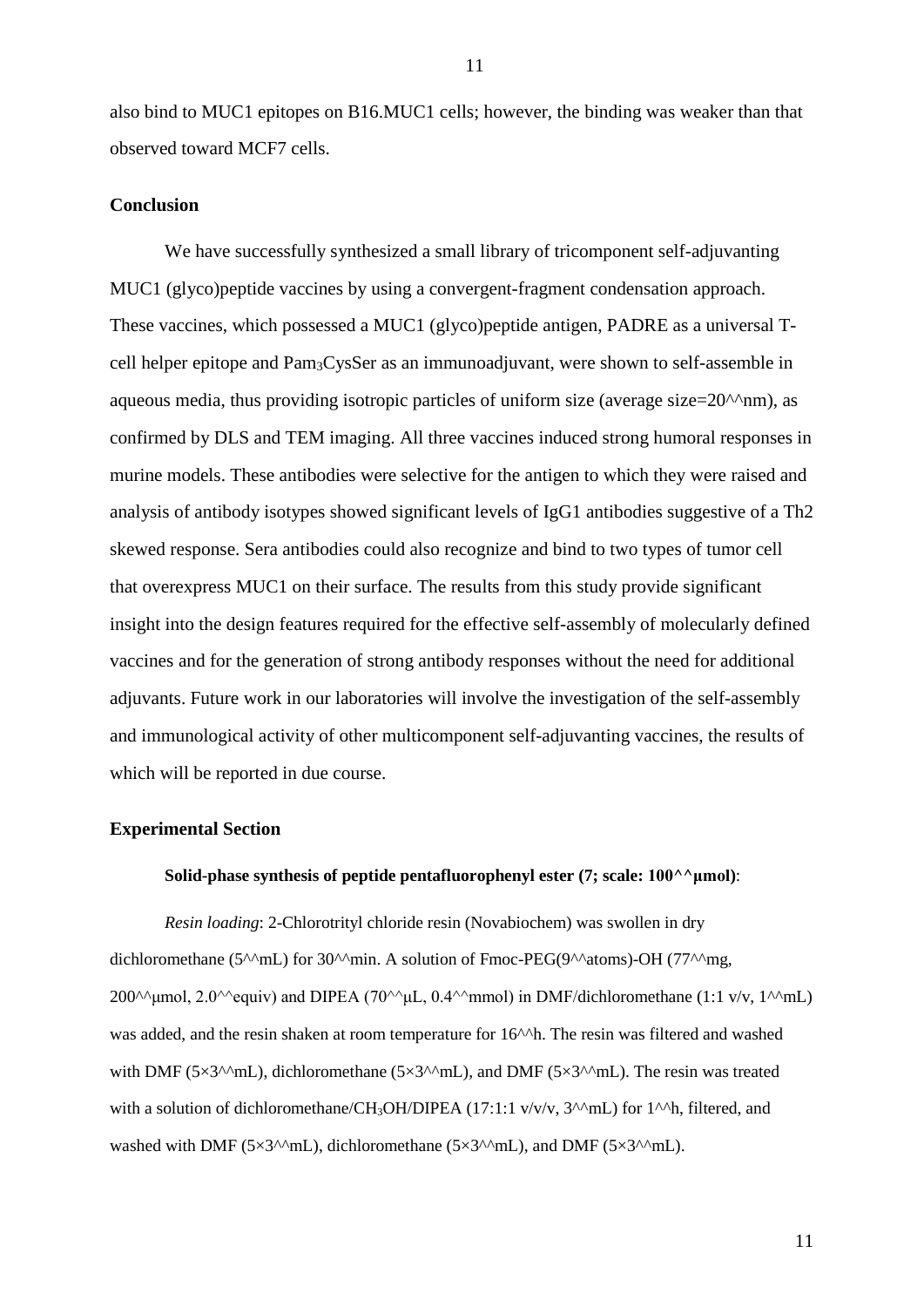also bind to MUC1 epitopes on B16.MUC1 cells; however, the binding was weaker than that observed toward MCF7 cells.

## Conclusion

We have successfully synthesized a small library of tricomponent self-adjuvanting MUC1 (glyco)peptide vaccines by using a convergent-fragment condensation approach. These vaccines, which possessed a MUC1 (glyco)peptide antigen, PADRE as a universal T-cell helper epitope and $Pam_3CysSer$ as an immunoadjuvant, were shown to self-assemble in aqueous media, thus providing isotropic particles of uniform size (average size=20^^nm), as confirmed by DLS and TEM imaging. All three vaccines induced strong humoral responses in murine models. These antibodies were selective for the antigen to which they were raised and analysis of antibody isotypes showed significant levels of IgG1 antibodies suggestive of a Th2 skewed response. Sera antibodies could also recognize and bind to two types of tumor cell that overexpress MUC1 on their surface. The results from this study provide significant insight into the design features required for the effective self-assembly of molecularly defined vaccines and for the generation of strong antibody responses without the need for additional adjuvants. Future work in our laboratories will involve the investigation of the self-assembly and immunological activity of other multicomponent self-adjuvanting vaccines, the results of which will be reported in due course.

## Experimental Section

**Solid-phase synthesis of peptide pentafluorophenyl ester (7; scale: 100^^µmol)**:

*Resin loading*: 2-Chlorotrityl chloride resin (Novabiochem) was swollen in dry dichloromethane (5^^mL) for 30^^min. A solution of Fmoc-PEG(9^^atoms)-OH (77^^mg, 200^^µmol, 2.0^^equiv) and DIPEA (70^^µL, 0.4^^mmol) in DMF/dichloromethane (1:1 v/v, 1^^mL) was added, and the resin shaken at room temperature for 16^^h. The resin was filtered and washed with DMF (5×3^^mL), dichloromethane (5×3^^mL), and DMF (5×3^^mL). The resin was treated with a solution of dichloromethane/$CH_3OH$/DIPEA (17:1:1 v/v/v, 3^^mL) for 1^^h, filtered, and washed with DMF (5×3^^mL), dichloromethane (5×3^^mL), and DMF (5×3^^mL).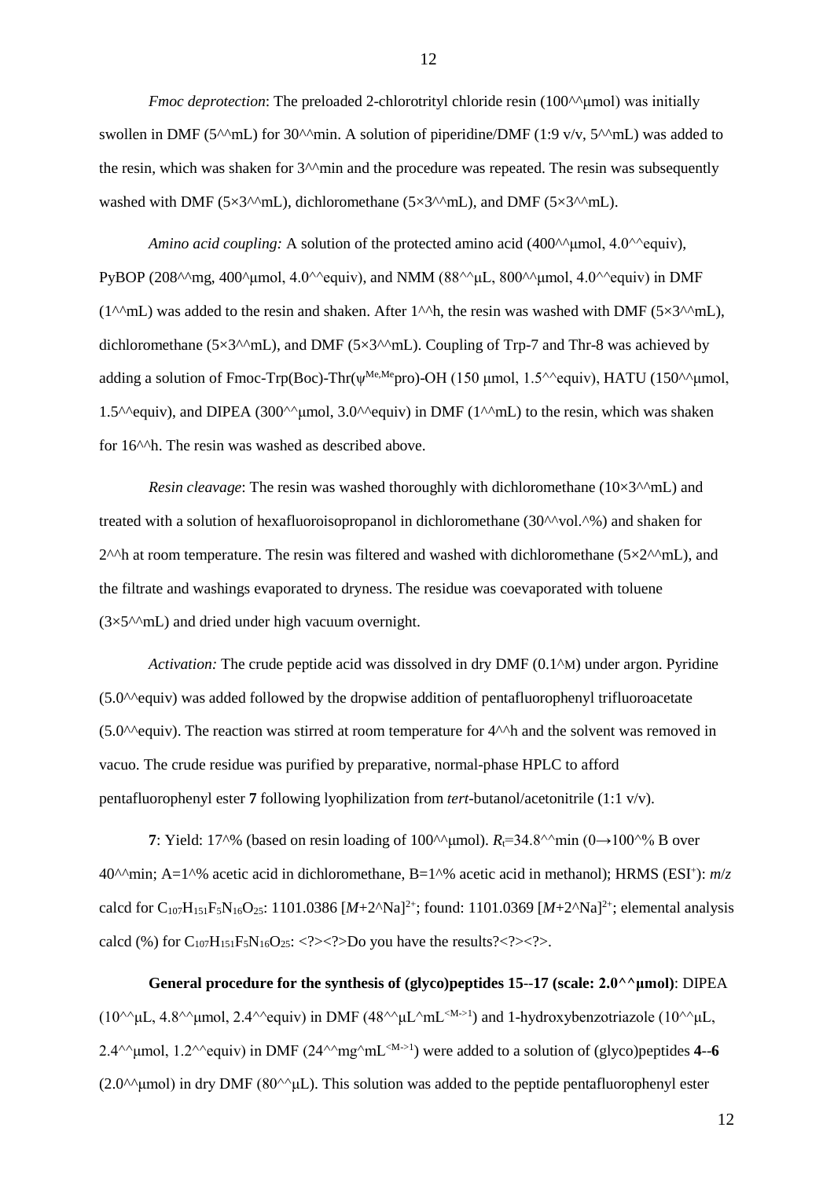*Fmoc deprotection*: The preloaded 2-chlorotrityl chloride resin (100^^μmol) was initially swollen in DMF (5^^mL) for 30^^min. A solution of piperidine/DMF (1:9 v/v, 5^^mL) was added to the resin, which was shaken for 3^^min and the procedure was repeated. The resin was subsequently washed with DMF (5×3^^mL), dichloromethane (5×3^^mL), and DMF (5×3^^mL).

*Amino acid coupling:* A solution of the protected amino acid (400^^μmol, 4.0^^equiv), PyBOP (208^^mg, 400^μmol, 4.0^^equiv), and NMM (88^^μL, 800^^μmol, 4.0^^equiv) in DMF (1^^mL) was added to the resin and shaken. After 1^^h, the resin was washed with DMF (5×3^^mL), dichloromethane (5×3^^mL), and DMF (5×3^^mL). Coupling of Trp-7 and Thr-8 was achieved by adding a solution of Fmoc-Trp(Boc)-Thr($\psi^{Me,Me}$pro)-OH (150 μmol, 1.5^^equiv), HATU (150^^μmol, 1.5^^equiv), and DIPEA (300^^μmol, 3.0^^equiv) in DMF (1^^mL) to the resin, which was shaken for 16^^h. The resin was washed as described above.

*Resin cleavage*: The resin was washed thoroughly with dichloromethane (10×3^^mL) and treated with a solution of hexafluoroisopropanol in dichloromethane (30^^vol.^%) and shaken for 2^^h at room temperature. The resin was filtered and washed with dichloromethane (5×2^^mL), and the filtrate and washings evaporated to dryness. The residue was coevaporated with toluene (3×5^^mL) and dried under high vacuum overnight.

*Activation:* The crude peptide acid was dissolved in dry DMF (0.1^M) under argon. Pyridine (5.0^^equiv) was added followed by the dropwise addition of pentafluorophenyl trifluoroacetate (5.0^^equiv). The reaction was stirred at room temperature for 4^^h and the solvent was removed in vacuo. The crude residue was purified by preparative, normal-phase HPLC to afford pentafluorophenyl ester **7** following lyophilization from *tert*-butanol/acetonitrile (1:1 v/v).

**7**: Yield: 17^% (based on resin loading of 100^^μmol). $R_t$=34.8^^min (0→100^% B over 40^^min; A=1^% acetic acid in dichloromethane, B=1^% acetic acid in methanol); HRMS (ESI$^+$): *m*/*z* calcd for $C_{107}H_{151}F_5N_{16}O_{25}$: 1101.0386 [*M*+2^Na]$^{2+}$; found: 1101.0369 [*M*+2^Na]$^{2+}$; elemental analysis calcd (%) for $C_{107}H_{151}F_5N_{16}O_{25}$: <?><?>Do you have the results?<?><?>.

**General procedure for the synthesis of (glyco)peptides 15--17 (scale: 2.0^^μmol)**: DIPEA (10^^μL, 4.8^^μmol, 2.4^^equiv) in DMF (48^^μL^mL$^{<M->1}$) and 1-hydroxybenzotriazole (10^^μL, 2.4^^μmol, 1.2^^equiv) in DMF (24^^mg^mL$^{<M->1}$) were added to a solution of (glyco)peptides **4**--**6** (2.0^^μmol) in dry DMF (80^^μL). This solution was added to the peptide pentafluorophenyl ester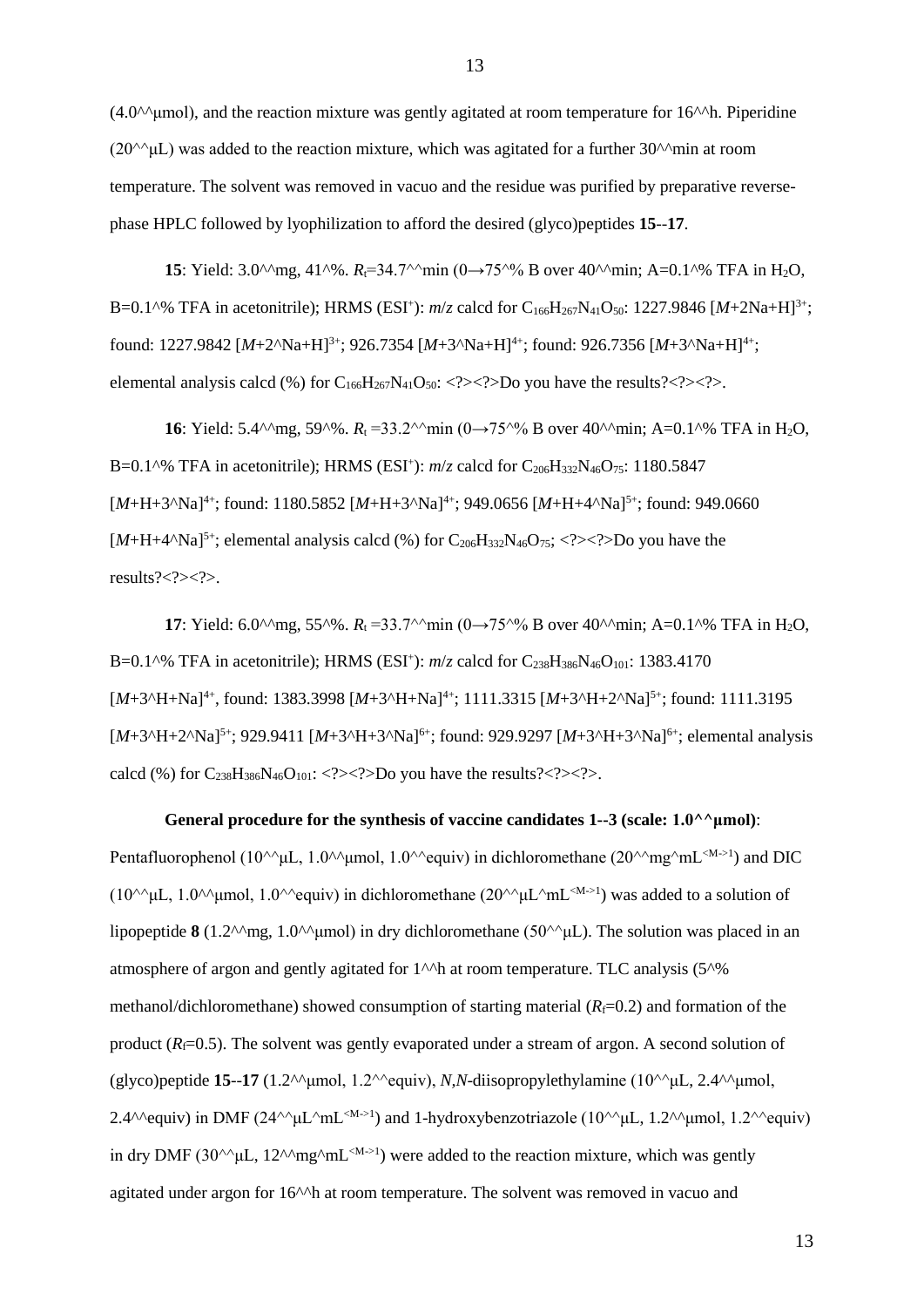(4.0^^μmol), and the reaction mixture was gently agitated at room temperature for 16^^h. Piperidine (20^^μL) was added to the reaction mixture, which was agitated for a further 30^^min at room temperature. The solvent was removed in vacuo and the residue was purified by preparative reverse-phase HPLC followed by lyophilization to afford the desired (glyco)peptides **15**--**17**.

**15**: Yield: 3.0^^mg, 41^%. $R_t$=34.7^^min (0→75^% B over 40^^min; A=0.1^% TFA in $H_2O$, B=0.1^% TFA in acetonitrile); HRMS (ESI$^+$): *m*/*z* calcd for $C_{166}H_{267}N_{41}O_{50}$: 1227.9846 [*M*+2Na+H]$^{3+}$; found: 1227.9842 [*M*+2^Na+H]$^{3+}$; 926.7354 [*M*+3^Na+H]$^{4+}$; found: 926.7356 [*M*+3^Na+H]$^{4+}$; elemental analysis calcd (%) for $C_{166}H_{267}N_{41}O_{50}$: <?><?>Do you have the results?<?><?>.

**16**: Yield: 5.4^^mg, 59^%. $R_t$ =33.2^^min (0→75^% B over 40^^min; A=0.1^% TFA in $H_2O$, B=0.1^% TFA in acetonitrile); HRMS (ESI$^+$): *m*/*z* calcd for $C_{206}H_{332}N_{46}O_{75}$: 1180.5847 [*M*+H+3^Na]$^{4+}$; found: 1180.5852 [*M*+H+3^Na]$^{4+}$; 949.0656 [*M*+H+4^Na]$^{5+}$; found: 949.0660 [*M*+H+4^Na]$^{5+}$; elemental analysis calcd (%) for $C_{206}H_{332}N_{46}O_{75}$; <?><?>Do you have the results?<?><?>.

**17**: Yield: 6.0^^mg, 55^%. $R_t$ =33.7^^min (0→75^% B over 40^^min; A=0.1^% TFA in $H_2O$, B=0.1^% TFA in acetonitrile); HRMS (ESI$^+$): *m*/*z* calcd for $C_{238}H_{386}N_{46}O_{101}$: 1383.4170 [*M*+3^H+Na]$^{4+}$, found: 1383.3998 [*M*+3^H+Na]$^{4+}$; 1111.3315 [*M*+3^H+2^Na]$^{5+}$; found: 1111.3195 [*M*+3^H+2^Na]$^{5+}$; 929.9411 [*M*+3^H+3^Na]$^{6+}$; found: 929.9297 [*M*+3^H+3^Na]$^{6+}$; elemental analysis calcd (%) for $C_{238}H_{386}N_{46}O_{101}$: <?><?>Do you have the results?<?><?>.

**General procedure for the synthesis of vaccine candidates 1--3 (scale: 1.0^^μmol)**: Pentafluorophenol (10^^μL, 1.0^^μmol, 1.0^^equiv) in dichloromethane (20^^mg^mL$^{<M->1}$) and DIC (10^^μL, 1.0^^μmol, 1.0^^equiv) in dichloromethane (20^^μL^mL$^{<M->1}$) was added to a solution of lipopeptide **8** (1.2^^mg, 1.0^^μmol) in dry dichloromethane (50^^μL). The solution was placed in an atmosphere of argon and gently agitated for 1^^h at room temperature. TLC analysis (5^% methanol/dichloromethane) showed consumption of starting material ($R_f$=0.2) and formation of the product ($R_f$=0.5). The solvent was gently evaporated under a stream of argon. A second solution of (glyco)peptide **15**--**17** (1.2^^μmol, 1.2^^equiv), *N*,*N*-diisopropylethylamine (10^^μL, 2.4^^μmol, 2.4^^equiv) in DMF (24^^μL^mL$^{<M->1}$) and 1-hydroxybenzotriazole (10^^μL, 1.2^^μmol, 1.2^^equiv) in dry DMF (30^^μL, 12^^mg^mL$^{<M->1}$) were added to the reaction mixture, which was gently agitated under argon for 16^^h at room temperature. The solvent was removed in vacuo and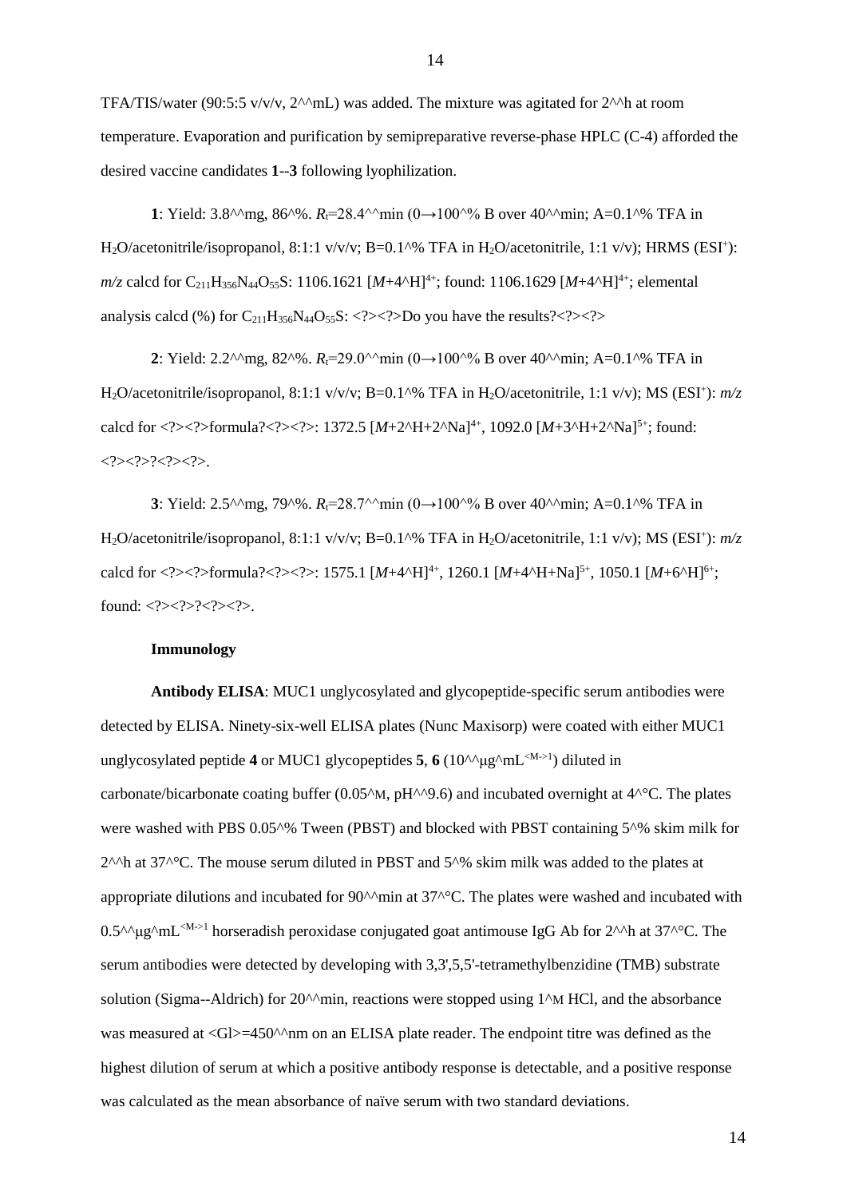TFA/TIS/water (90:5:5 v/v/v, 2^^mL) was added. The mixture was agitated for 2^^h at room temperature. Evaporation and purification by semipreparative reverse-phase HPLC (C-4) afforded the desired vaccine candidates **1**--**3** following lyophilization.

**1**: Yield: 3.8^^mg, 86^%. $R_t$=28.4^^min (0→100^% B over 40^^min; A=0.1^% TFA in $H_2O$/acetonitrile/isopropanol, 8:1:1 v/v/v; B=0.1^% TFA in $H_2O$/acetonitrile, 1:1 v/v); HRMS (ESI$^+$): *m/z* calcd for $C_{211}H_{356}N_{44}O_{55}S$: 1106.1621 [*M*+4^H]$^{4+}$; found: 1106.1629 [*M*+4^H]$^{4+}$; elemental analysis calcd (%) for $C_{211}H_{356}N_{44}O_{55}S$: <?><?>Do you have the results?<?><?>

**2**: Yield: 2.2^^mg, 82^%. $R_t$=29.0^^min (0→100^% B over 40^^min; A=0.1^% TFA in $H_2O$/acetonitrile/isopropanol, 8:1:1 v/v/v; B=0.1^% TFA in $H_2O$/acetonitrile, 1:1 v/v); MS (ESI$^+$): *m/z* calcd for <?><?>formula?<?><?>: 1372.5 [*M*+2^H+2^Na]$^{4+}$, 1092.0 [*M*+3^H+2^Na]$^{5+}$; found: <?><?>?<?><?>.

**3**: Yield: 2.5^^mg, 79^%. $R_t$=28.7^^min (0→100^% B over 40^^min; A=0.1^% TFA in $H_2O$/acetonitrile/isopropanol, 8:1:1 v/v/v; B=0.1^% TFA in $H_2O$/acetonitrile, 1:1 v/v); MS (ESI$^+$): *m/z* calcd for <?><?>formula?<?><?>: 1575.1 [*M*+4^H]$^{4+}$, 1260.1 [*M*+4^H+Na]$^{5+}$, 1050.1 [*M*+6^H]$^{6+}$; found: <?><?>?<?><?>.

**Immunology**

**Antibody ELISA**: MUC1 unglycosylated and glycopeptide-specific serum antibodies were detected by ELISA. Ninety-six-well ELISA plates (Nunc Maxisorp) were coated with either MUC1 unglycosylated peptide **4** or MUC1 glycopeptides **5**, **6** (10^^μg^mL$^{<M->1}$) diluted in carbonate/bicarbonate coating buffer (0.05^M, pH^^9.6) and incubated overnight at 4^°C. The plates were washed with PBS 0.05^% Tween (PBST) and blocked with PBST containing 5^% skim milk for 2^^h at 37^°C. The mouse serum diluted in PBST and 5^% skim milk was added to the plates at appropriate dilutions and incubated for 90^^min at 37^°C. The plates were washed and incubated with 0.5^^μg^mL$^{<M->1}$ horseradish peroxidase conjugated goat antimouse IgG Ab for 2^^h at 37^°C. The serum antibodies were detected by developing with 3,3',5,5'-tetramethylbenzidine (TMB) substrate solution (Sigma--Aldrich) for 20^^min, reactions were stopped using 1^M HCl, and the absorbance was measured at <Gl>=450^^nm on an ELISA plate reader. The endpoint titre was defined as the highest dilution of serum at which a positive antibody response is detectable, and a positive response was calculated as the mean absorbance of naïve serum with two standard deviations.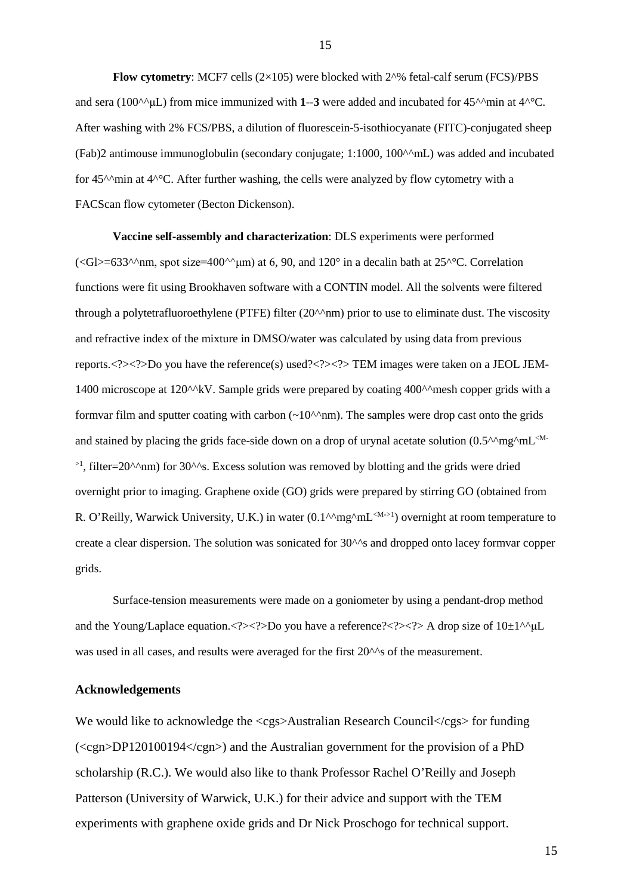**Flow cytometry**: MCF7 cells (2×105) were blocked with 2^% fetal-calf serum (FCS)/PBS and sera (100^^μL) from mice immunized with **1**--**3** were added and incubated for 45^^min at 4^°C. After washing with 2% FCS/PBS, a dilution of fluorescein-5-isothiocyanate (FITC)-conjugated sheep (Fab)2 antimouse immunoglobulin (secondary conjugate; 1:1000, 100^^mL) was added and incubated for 45^^min at 4^°C. After further washing, the cells were analyzed by flow cytometry with a FACScan flow cytometer (Becton Dickenson).

**Vaccine self-assembly and characterization**: DLS experiments were performed (<Gl>=633^^nm, spot size=400^^μm) at 6, 90, and 120° in a decalin bath at 25^°C. Correlation functions were fit using Brookhaven software with a CONTIN model. All the solvents were filtered through a polytetrafluoroethylene (PTFE) filter (20^^nm) prior to use to eliminate dust. The viscosity and refractive index of the mixture in DMSO/water was calculated by using data from previous reports.<?><?>Do you have the reference(s) used?<?><?> TEM images were taken on a JEOL JEM-1400 microscope at 120^^kV. Sample grids were prepared by coating 400^^mesh copper grids with a formvar film and sputter coating with carbon (~10^^nm). The samples were drop cast onto the grids and stained by placing the grids face-side down on a drop of urynal acetate solution (0.5^^mg^mL<M->1, filter=20^^nm) for 30^^s. Excess solution was removed by blotting and the grids were dried overnight prior to imaging. Graphene oxide (GO) grids were prepared by stirring GO (obtained from R. O'Reilly, Warwick University, U.K.) in water (0.1^^mg^mL<M->1) overnight at room temperature to create a clear dispersion. The solution was sonicated for 30^^s and dropped onto lacey formvar copper grids.

Surface-tension measurements were made on a goniometer by using a pendant-drop method and the Young/Laplace equation.<?><?>Do you have a reference?<?><?> A drop size of 10±1^^μL was used in all cases, and results were averaged for the first 20^^s of the measurement.

### Acknowledgements

We would like to acknowledge the <cgs>Australian Research Council</cgs> for funding (<cgn>DP120100194</cgn>) and the Australian government for the provision of a PhD scholarship (R.C.). We would also like to thank Professor Rachel O'Reilly and Joseph Patterson (University of Warwick, U.K.) for their advice and support with the TEM experiments with graphene oxide grids and Dr Nick Proschogo for technical support.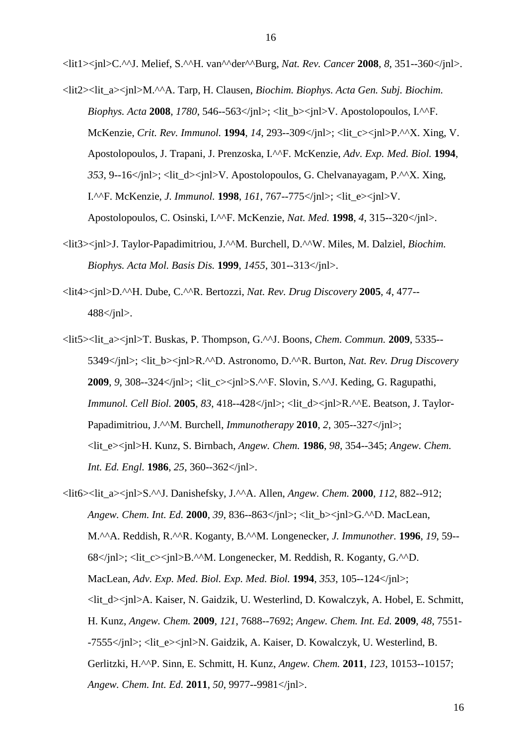<lit1><jnl>C.^^J. Melief, S.^^H. van^^der^^Burg, *Nat. Rev. Cancer* **2008**, *8*, 351--360</jnl>.

<lit2><lit_a><jnl>M.^^A. Tarp, H. Clausen, *Biochim. Biophys. Acta Gen. Subj. Biochim. Biophys. Acta* **2008**, *1780*, 546--563</jnl>; <lit_b><jnl>V. Apostolopoulos, I.^^F. McKenzie, *Crit. Rev. Immunol.* **1994**, *14*, 293--309</jnl>; <lit_c><jnl>P.^^X. Xing, V. Apostolopoulos, J. Trapani, J. Prenzoska, I.^^F. McKenzie, *Adv. Exp. Med. Biol.* **1994**, *353*, 9--16</jnl>; <lit_d><jnl>V. Apostolopoulos, G. Chelvanayagam, P.^^X. Xing, I.^^F. McKenzie, *J. Immunol.* **1998**, *161*, 767--775</jnl>; <lit_e><jnl>V. Apostolopoulos, C. Osinski, I.^^F. McKenzie, *Nat. Med.* **1998**, *4*, 315--320</jnl>.

<lit3><jnl>J. Taylor-Papadimitriou, J.^^M. Burchell, D.^^W. Miles, M. Dalziel, *Biochim. Biophys. Acta Mol. Basis Dis.* **1999**, *1455*, 301--313</jnl>.

<lit4><jnl>D.^^H. Dube, C.^^R. Bertozzi, *Nat. Rev. Drug Discovery* **2005**, *4*, 477--488</jnl>.

<lit5><lit_a><jnl>T. Buskas, P. Thompson, G.^^J. Boons, *Chem. Commun.* **2009**, 5335--5349</jnl>; <lit_b><jnl>R.^^D. Astronomo, D.^^R. Burton, *Nat. Rev. Drug Discovery* **2009**, *9*, 308--324</jnl>; <lit_c><jnl>S.^^F. Slovin, S.^^J. Keding, G. Ragupathi, *Immunol. Cell Biol.* **2005**, *83*, 418--428</jnl>; <lit_d><jnl>R.^^E. Beatson, J. Taylor-Papadimitriou, J.^^M. Burchell, *Immunotherapy* **2010**, *2*, 305--327</jnl>; <lit_e><jnl>H. Kunz, S. Birnbach, *Angew. Chem.* **1986**, *98*, 354--345; *Angew. Chem. Int. Ed. Engl.* **1986**, *25*, 360--362</jnl>.

<lit6><lit_a><jnl>S.^^J. Danishefsky, J.^^A. Allen, *Angew. Chem.* **2000**, *112*, 882--912; *Angew. Chem. Int. Ed.* **2000**, *39*, 836--863</jnl>; <lit_b><jnl>G.^^D. MacLean, M.^^A. Reddish, R.^^R. Koganty, B.^^M. Longenecker, *J. Immunother.* **1996**, *19*, 59--68</jnl>; <lit_c><jnl>B.^^M. Longenecker, M. Reddish, R. Koganty, G.^^D. MacLean, *Adv. Exp. Med. Biol. Exp. Med. Biol.* **1994**, *353*, 105--124</jnl>; <lit_d><jnl>A. Kaiser, N. Gaidzik, U. Westerlind, D. Kowalczyk, A. Hobel, E. Schmitt, H. Kunz, *Angew. Chem.* **2009**, *121*, 7688--7692; *Angew. Chem. Int. Ed.* **2009**, *48*, 7551--7555</jnl>; <lit_e><jnl>N. Gaidzik, A. Kaiser, D. Kowalczyk, U. Westerlind, B. Gerlitzki, H.^^P. Sinn, E. Schmitt, H. Kunz, *Angew. Chem.* **2011**, *123*, 10153--10157; *Angew. Chem. Int. Ed.* **2011**, *50*, 9977--9981</jnl>.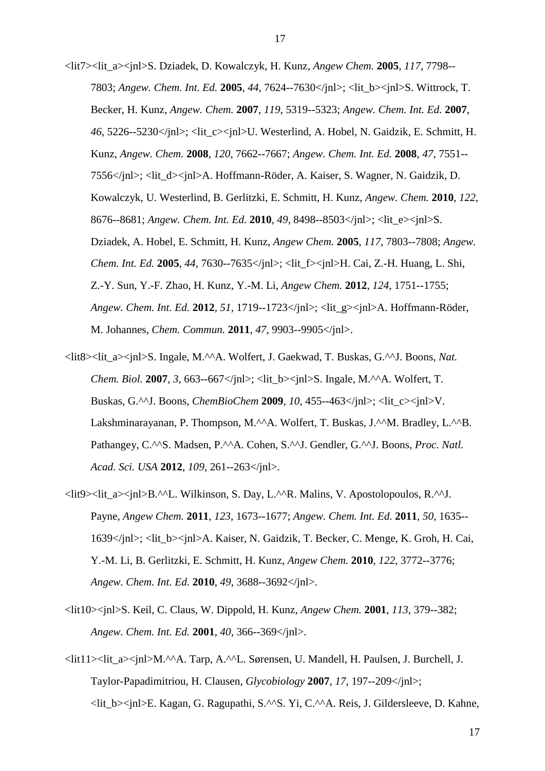<lit7><lit_a><jnl>S. Dziadek, D. Kowalczyk, H. Kunz, *Angew Chem.* **2005**, *117*, 7798--7803; *Angew. Chem. Int. Ed.* **2005**, *44*, 7624--7630</jnl>; <lit_b><jnl>S. Wittrock, T. Becker, H. Kunz, *Angew. Chem.* **2007**, *119*, 5319--5323; *Angew. Chem. Int. Ed.* **2007**, *46*, 5226--5230</jnl>; <lit_c><jnl>U. Westerlind, A. Hobel, N. Gaidzik, E. Schmitt, H. Kunz, *Angew. Chem.* **2008**, *120*, 7662--7667; *Angew. Chem. Int. Ed.* **2008**, *47*, 7551--7556</jnl>; <lit_d><jnl>A. Hoffmann-Röder, A. Kaiser, S. Wagner, N. Gaidzik, D. Kowalczyk, U. Westerlind, B. Gerlitzki, E. Schmitt, H. Kunz, *Angew. Chem.* **2010**, *122*, 8676--8681; *Angew. Chem. Int. Ed.* **2010**, *49*, 8498--8503</jnl>; <lit_e><jnl>S. Dziadek, A. Hobel, E. Schmitt, H. Kunz, *Angew Chem.* **2005**, *117*, 7803--7808; *Angew. Chem. Int. Ed.* **2005**, *44*, 7630--7635</jnl>; <lit_f><jnl>H. Cai, Z.-H. Huang, L. Shi, Z.-Y. Sun, Y.-F. Zhao, H. Kunz, Y.-M. Li, *Angew Chem.* **2012**, *124*, 1751--1755; *Angew. Chem. Int. Ed.* **2012**, *51*, 1719--1723</jnl>; <lit_g><jnl>A. Hoffmann-Röder, M. Johannes, *Chem. Commun.* **2011**, *47*, 9903--9905</jnl>.

<lit8><lit_a><jnl>S. Ingale, M.^^A. Wolfert, J. Gaekwad, T. Buskas, G.^^J. Boons, *Nat. Chem. Biol.* **2007**, *3*, 663--667</jnl>; <lit_b><jnl>S. Ingale, M.^^A. Wolfert, T. Buskas, G.^^J. Boons, *ChemBioChem* **2009**, *10*, 455--463</jnl>; <lit_c><jnl>V. Lakshminarayanan, P. Thompson, M.^^A. Wolfert, T. Buskas, J.^^M. Bradley, L.^^B. Pathangey, C.^^S. Madsen, P.^^A. Cohen, S.^^J. Gendler, G.^^J. Boons, *Proc. Natl. Acad. Sci. USA* **2012**, *109*, 261--263</jnl>.

<lit9><lit_a><jnl>B.^^L. Wilkinson, S. Day, L.^^R. Malins, V. Apostolopoulos, R.^^J. Payne, *Angew Chem.* **2011**, *123*, 1673--1677; *Angew. Chem. Int. Ed.* **2011**, *50*, 1635--1639</jnl>; <lit_b><jnl>A. Kaiser, N. Gaidzik, T. Becker, C. Menge, K. Groh, H. Cai, Y.-M. Li, B. Gerlitzki, E. Schmitt, H. Kunz, *Angew Chem.* **2010**, *122*, 3772--3776; *Angew. Chem. Int. Ed.* **2010**, *49*, 3688--3692</jnl>.

<lit10><jnl>S. Keil, C. Claus, W. Dippold, H. Kunz, *Angew Chem.* **2001**, *113*, 379--382; *Angew. Chem. Int. Ed.* **2001**, *40*, 366--369</jnl>.

<lit11><lit_a><jnl>M.^^A. Tarp, A.^^L. Sørensen, U. Mandell, H. Paulsen, J. Burchell, J. Taylor-Papadimitriou, H. Clausen, *Glycobiology* **2007**, *17*, 197--209</jnl>; <lit_b><jnl>E. Kagan, G. Ragupathi, S.^^S. Yi, C.^^A. Reis, J. Gildersleeve, D. Kahne,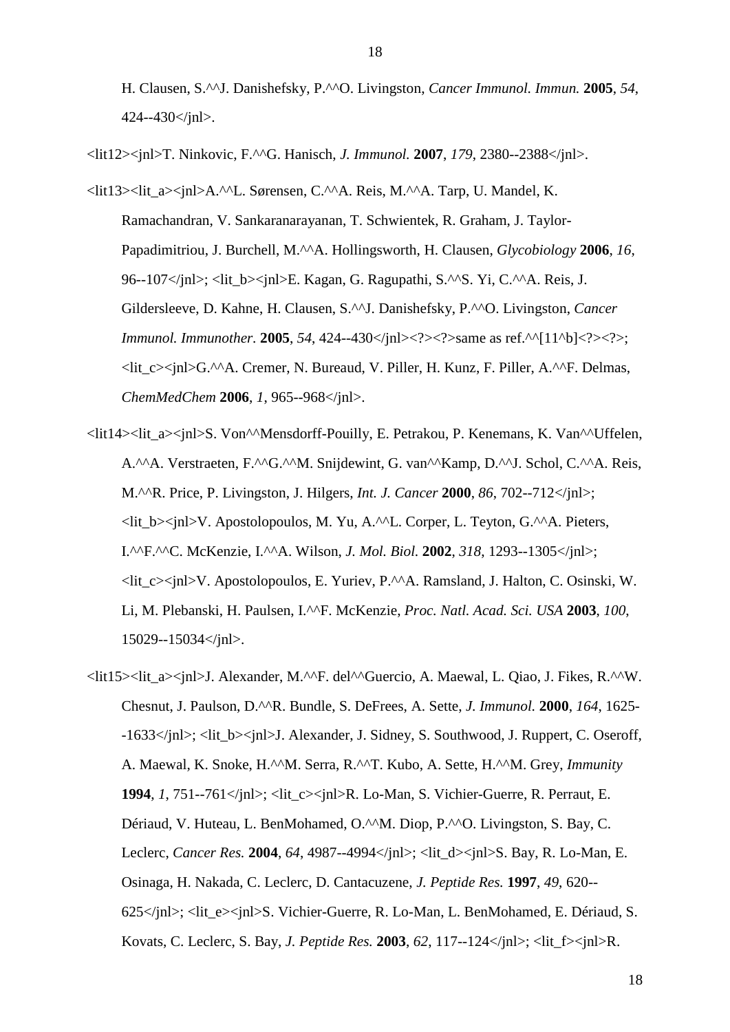H. Clausen, S.^^J. Danishefsky, P.^^O. Livingston, *Cancer Immunol. Immun.* **2005**, *54*, 424--430</jnl>.

<lit12><jnl>T. Ninkovic, F.^^G. Hanisch, *J. Immunol.* **2007**, *179*, 2380--2388</jnl>.

<lit13><lit_a><jnl>A.^^L. Sørensen, C.^^A. Reis, M.^^A. Tarp, U. Mandel, K. Ramachandran, V. Sankaranarayanan, T. Schwientek, R. Graham, J. Taylor-Papadimitriou, J. Burchell, M.^^A. Hollingsworth, H. Clausen, *Glycobiology* **2006**, *16*, 96--107</jnl>; <lit_b><jnl>E. Kagan, G. Ragupathi, S.^^S. Yi, C.^^A. Reis, J. Gildersleeve, D. Kahne, H. Clausen, S.^^J. Danishefsky, P.^^O. Livingston, *Cancer Immunol. Immunother.* **2005**, *54*, 424--430</jnl><?><?>same as ref.^^[11^b]<?><?>; <lit_c><jnl>G.^^A. Cremer, N. Bureaud, V. Piller, H. Kunz, F. Piller, A.^^F. Delmas, *ChemMedChem* **2006**, *1*, 965--968</jnl>.

<lit14><lit_a><jnl>S. Von^^Mensdorff-Pouilly, E. Petrakou, P. Kenemans, K. Van^^Uffelen, A.^^A. Verstraeten, F.^^G.^^M. Snijdewint, G. van^^Kamp, D.^^J. Schol, C.^^A. Reis, M.^^R. Price, P. Livingston, J. Hilgers, *Int. J. Cancer* **2000**, *86*, 702--712</jnl>; <lit_b><jnl>V. Apostolopoulos, M. Yu, A.^^L. Corper, L. Teyton, G.^^A. Pieters, I.^^F.^^C. McKenzie, I.^^A. Wilson, *J. Mol. Biol.* **2002**, *318*, 1293--1305</jnl>; <lit_c><jnl>V. Apostolopoulos, E. Yuriev, P.^^A. Ramsland, J. Halton, C. Osinski, W. Li, M. Plebanski, H. Paulsen, I.^^F. McKenzie, *Proc. Natl. Acad. Sci. USA* **2003**, *100*, 15029--15034</jnl>.

<lit15><lit_a><jnl>J. Alexander, M.^^F. del^^Guercio, A. Maewal, L. Qiao, J. Fikes, R.^^W. Chesnut, J. Paulson, D.^^R. Bundle, S. DeFrees, A. Sette, *J. Immunol.* **2000**, *164*, 1625--1633</jnl>; <lit_b><jnl>J. Alexander, J. Sidney, S. Southwood, J. Ruppert, C. Oseroff, A. Maewal, K. Snoke, H.^^M. Serra, R.^^T. Kubo, A. Sette, H.^^M. Grey, *Immunity* **1994**, *1*, 751--761</jnl>; <lit_c><jnl>R. Lo-Man, S. Vichier-Guerre, R. Perraut, E. Dériaud, V. Huteau, L. BenMohamed, O.^^M. Diop, P.^^O. Livingston, S. Bay, C. Leclerc, *Cancer Res.* **2004**, *64*, 4987--4994</jnl>; <lit_d><jnl>S. Bay, R. Lo-Man, E. Osinaga, H. Nakada, C. Leclerc, D. Cantacuzene, *J. Peptide Res.* **1997**, *49*, 620--625</jnl>; <lit_e><jnl>S. Vichier-Guerre, R. Lo-Man, L. BenMohamed, E. Dériaud, S. Kovats, C. Leclerc, S. Bay, *J. Peptide Res.* **2003**, *62*, 117--124</jnl>; <lit_f><jnl>R.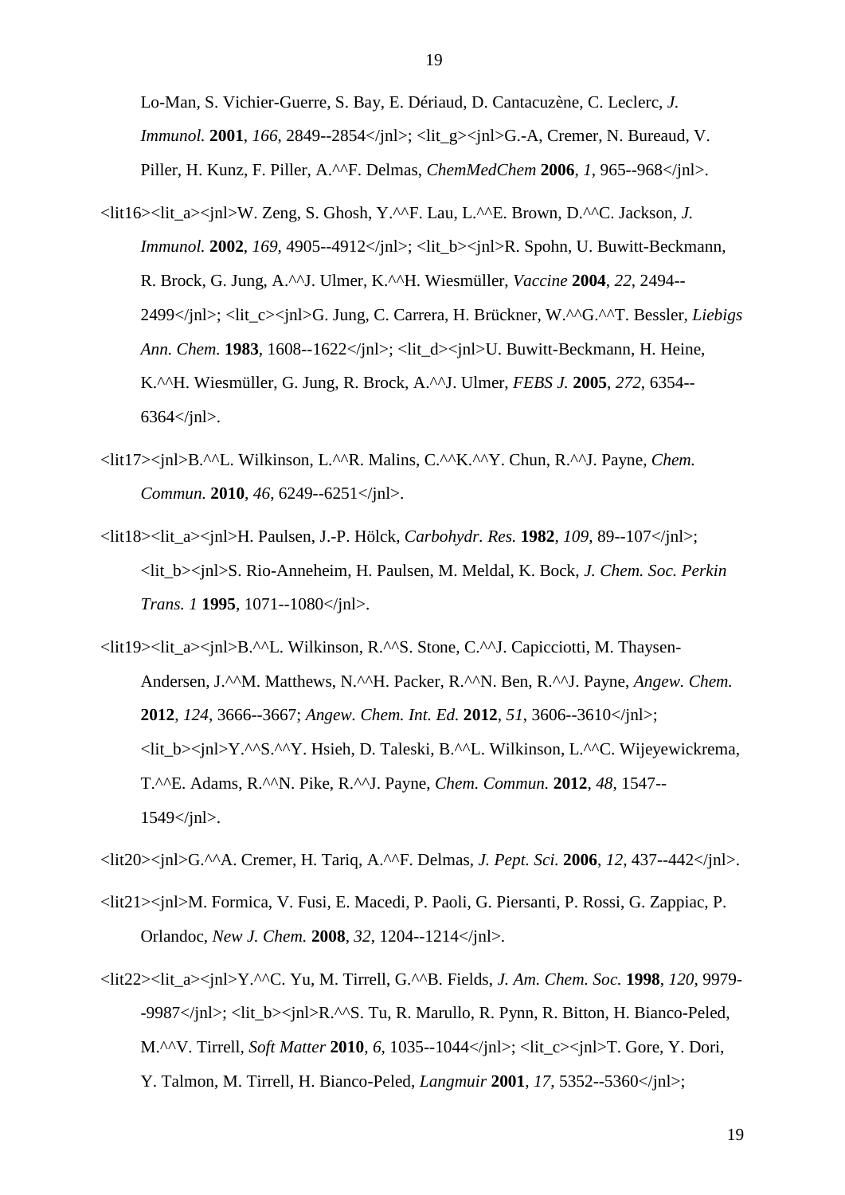Lo-Man, S. Vichier-Guerre, S. Bay, E. Dériaud, D. Cantacuzène, C. Leclerc, *J. Immunol.* **2001**, *166*, 2849--2854</jnl>; <lit_g><jnl>G.-A, Cremer, N. Bureaud, V. Piller, H. Kunz, F. Piller, A.^^F. Delmas, *ChemMedChem* **2006**, *1*, 965--968</jnl>.

<lit16><lit_a><jnl>W. Zeng, S. Ghosh, Y.^^F. Lau, L.^^E. Brown, D.^^C. Jackson, *J. Immunol.* **2002**, *169*, 4905--4912</jnl>; <lit_b><jnl>R. Spohn, U. Buwitt-Beckmann, R. Brock, G. Jung, A.^^J. Ulmer, K.^^H. Wiesmüller, *Vaccine* **2004**, *22*, 2494--2499</jnl>; <lit_c><jnl>G. Jung, C. Carrera, H. Brückner, W.^^G.^^T. Bessler, *Liebigs Ann. Chem.* **1983**, 1608--1622</jnl>; <lit_d><jnl>U. Buwitt-Beckmann, H. Heine, K.^^H. Wiesmüller, G. Jung, R. Brock, A.^^J. Ulmer, *FEBS J.* **2005**, *272*, 6354--6364</jnl>.

<lit17><jnl>B.^^L. Wilkinson, L.^^R. Malins, C.^^K.^^Y. Chun, R.^^J. Payne, *Chem. Commun.* **2010**, *46*, 6249--6251</jnl>.

<lit18><lit_a><jnl>H. Paulsen, J.-P. Hölck, *Carbohydr. Res.* **1982**, *109*, 89--107</jnl>; <lit_b><jnl>S. Rio-Anneheim, H. Paulsen, M. Meldal, K. Bock, *J. Chem. Soc. Perkin Trans. 1* **1995**, 1071--1080</jnl>.

<lit19><lit_a><jnl>B.^^L. Wilkinson, R.^^S. Stone, C.^^J. Capicciotti, M. Thaysen-Andersen, J.^^M. Matthews, N.^^H. Packer, R.^^N. Ben, R.^^J. Payne, *Angew. Chem.* **2012**, *124*, 3666--3667; *Angew. Chem. Int. Ed.* **2012**, *51*, 3606--3610</jnl>; <lit_b><jnl>Y.^^S.^^Y. Hsieh, D. Taleski, B.^^L. Wilkinson, L.^^C. Wijeyewickrema, T.^^E. Adams, R.^^N. Pike, R.^^J. Payne, *Chem. Commun.* **2012**, *48*, 1547--1549</jnl>.

<lit20><jnl>G.^^A. Cremer, H. Tariq, A.^^F. Delmas, *J. Pept. Sci.* **2006**, *12*, 437--442</jnl>.

<lit21><jnl>M. Formica, V. Fusi, E. Macedi, P. Paoli, G. Piersanti, P. Rossi, G. Zappiac, P. Orlandoc, *New J. Chem.* **2008**, *32*, 1204--1214</jnl>.

<lit22><lit_a><jnl>Y.^^C. Yu, M. Tirrell, G.^^B. Fields, *J. Am. Chem. Soc.* **1998**, *120*, 9979--9987</jnl>; <lit_b><jnl>R.^^S. Tu, R. Marullo, R. Pynn, R. Bitton, H. Bianco-Peled, M.^^V. Tirrell, *Soft Matter* **2010**, *6*, 1035--1044</jnl>; <lit_c><jnl>T. Gore, Y. Dori, Y. Talmon, M. Tirrell, H. Bianco-Peled, *Langmuir* **2001**, *17*, 5352--5360</jnl>;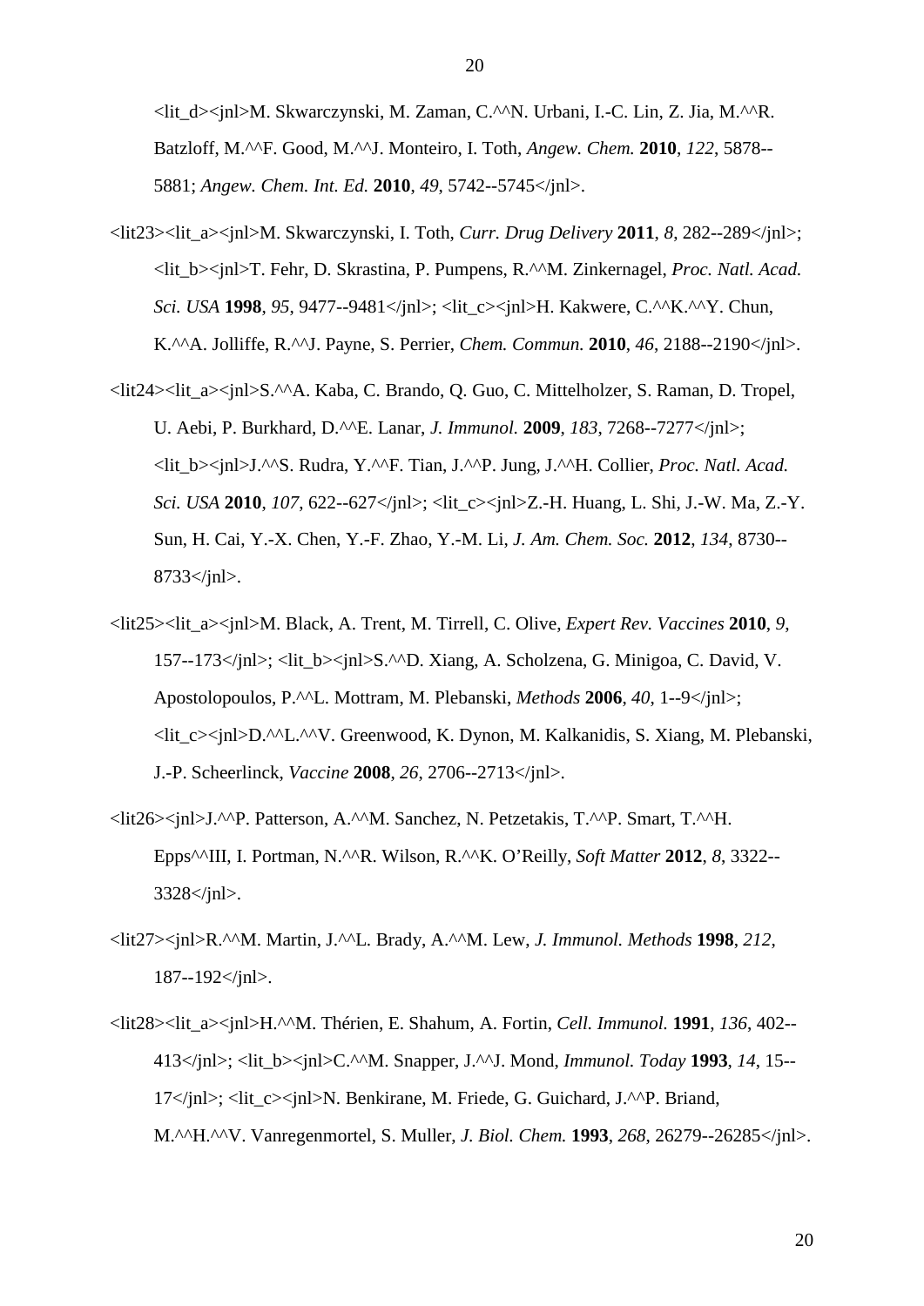<lit_d><jnl>M. Skwarczynski, M. Zaman, C.^^N. Urbani, I.-C. Lin, Z. Jia, M.^^R. Batzloff, M.^^F. Good, M.^^J. Monteiro, I. Toth, *Angew. Chem.* **2010**, *122*, 5878--5881; *Angew. Chem. Int. Ed.* **2010**, *49*, 5742--5745</jnl>.

<lit23><lit_a><jnl>M. Skwarczynski, I. Toth, *Curr. Drug Delivery* **2011**, *8*, 282--289</jnl>; <lit_b><jnl>T. Fehr, D. Skrastina, P. Pumpens, R.^^M. Zinkernagel, *Proc. Natl. Acad. Sci. USA* **1998**, *95*, 9477--9481</jnl>; <lit_c><jnl>H. Kakwere, C.^^K.^^Y. Chun, K.^^A. Jolliffe, R.^^J. Payne, S. Perrier, *Chem. Commun.* **2010**, *46*, 2188--2190</jnl>.

<lit24><lit_a><jnl>S.^^A. Kaba, C. Brando, Q. Guo, C. Mittelholzer, S. Raman, D. Tropel, U. Aebi, P. Burkhard, D.^^E. Lanar, *J. Immunol.* **2009**, *183*, 7268--7277</jnl>; <lit_b><jnl>J.^^S. Rudra, Y.^^F. Tian, J.^^P. Jung, J.^^H. Collier, *Proc. Natl. Acad. Sci. USA* **2010**, *107*, 622--627</jnl>; <lit_c><jnl>Z.-H. Huang, L. Shi, J.-W. Ma, Z.-Y. Sun, H. Cai, Y.-X. Chen, Y.-F. Zhao, Y.-M. Li, *J. Am. Chem. Soc.* **2012**, *134*, 8730--8733</jnl>.

<lit25><lit_a><jnl>M. Black, A. Trent, M. Tirrell, C. Olive, *Expert Rev. Vaccines* **2010**, *9*, 157--173</jnl>; <lit_b><jnl>S.^^D. Xiang, A. Scholzena, G. Minigoa, C. David, V. Apostolopoulos, P.^^L. Mottram, M. Plebanski, *Methods* **2006**, *40*, 1--9</jnl>; <lit_c><jnl>D.^^L.^^V. Greenwood, K. Dynon, M. Kalkanidis, S. Xiang, M. Plebanski, J.-P. Scheerlinck, *Vaccine* **2008**, *26*, 2706--2713</jnl>.

<lit26><jnl>J.^^P. Patterson, A.^^M. Sanchez, N. Petzetakis, T.^^P. Smart, T.^^H. Epps^^III, I. Portman, N.^^R. Wilson, R.^^K. O'Reilly, *Soft Matter* **2012**, *8*, 3322--3328</jnl>.

<lit27><jnl>R.^^M. Martin, J.^^L. Brady, A.^^M. Lew, *J. Immunol. Methods* **1998**, *212*, 187--192</jnl>.

<lit28><lit_a><jnl>H.^^M. Thérien, E. Shahum, A. Fortin, *Cell. Immunol.* **1991**, *136*, 402--413</jnl>; <lit_b><jnl>C.^^M. Snapper, J.^^J. Mond, *Immunol. Today* **1993**, *14*, 15--17</jnl>; <lit_c><jnl>N. Benkirane, M. Friede, G. Guichard, J.^^P. Briand, M.^^H.^^V. Vanregenmortel, S. Muller, *J. Biol. Chem.* **1993**, *268*, 26279--26285</jnl>.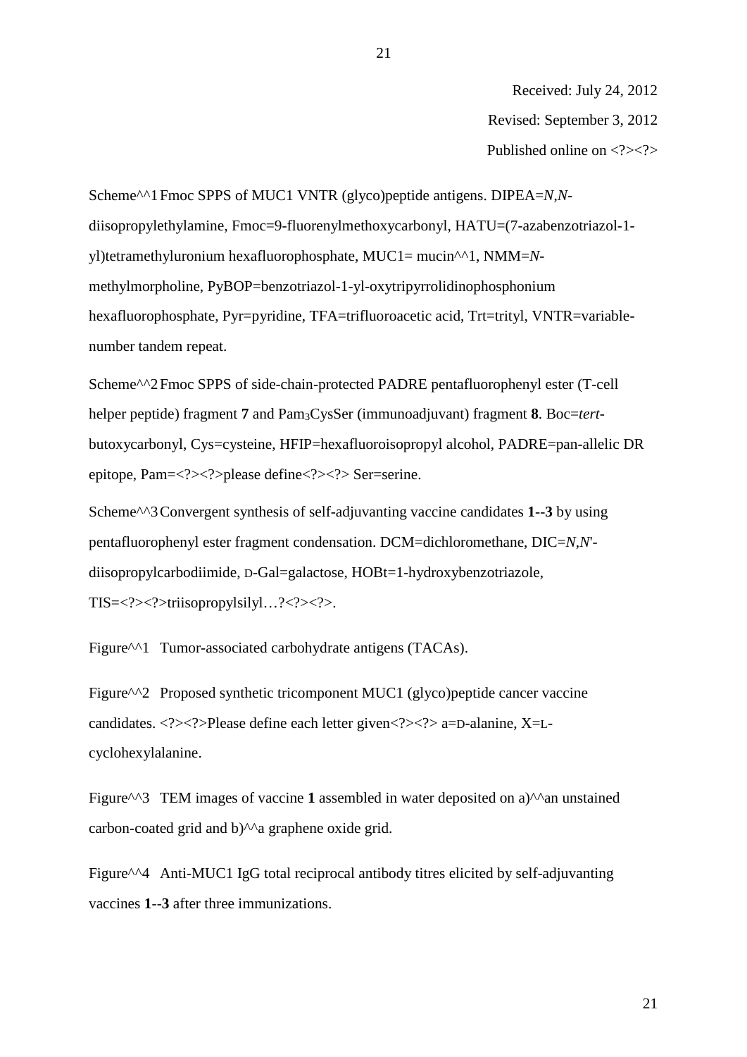Received: July 24, 2012

Revised: September 3, 2012

Published online on <?><?>

Scheme^^1 Fmoc SPPS of MUC1 VNTR (glyco)peptide antigens. DIPEA=*N*,*N*-diisopropylethylamine, Fmoc=9-fluorenylmethoxycarbonyl, HATU=(7-azabenzotriazol-1-yl)tetramethyluronium hexafluorophosphate, MUC1= mucin^^1, NMM=*N*-methylmorpholine, PyBOP=benzotriazol-1-yl-oxytripyrrolidinophosphonium hexafluorophosphate, Pyr=pyridine, TFA=trifluoroacetic acid, Trt=trityl, VNTR=variable-number tandem repeat.

Scheme^^2 Fmoc SPPS of side-chain-protected PADRE pentafluorophenyl ester (T-cell helper peptide) fragment **7** and $Pam_3$CysSer (immunoadjuvant) fragment **8**. Boc=*tert*-butoxycarbonyl, Cys=cysteine, HFIP=hexafluoroisopropyl alcohol, PADRE=pan-allelic DR epitope, Pam=<?><?>please define<?><?> Ser=serine.

Scheme^^3 Convergent synthesis of self-adjuvanting vaccine candidates **1**--**3** by using pentafluorophenyl ester fragment condensation. DCM=dichloromethane, DIC=*N*,*N'*-diisopropylcarbodiimide, D-Gal=galactose, HOBt=1-hydroxybenzotriazole, TIS=<?><?>triisopropylsilyl…?<?><?>.

Figure^^1 Tumor-associated carbohydrate antigens (TACAs).

Figure^^2 Proposed synthetic tricomponent MUC1 (glyco)peptide cancer vaccine candidates. <?><?>Please define each letter given<?><?> a=D-alanine, X=L-cyclohexylalanine.

Figure^^3 TEM images of vaccine **1** assembled in water deposited on a)^^an unstained carbon-coated grid and b)^^a graphene oxide grid.

Figure^^4 Anti-MUC1 IgG total reciprocal antibody titres elicited by self-adjuvanting vaccines **1**--**3** after three immunizations.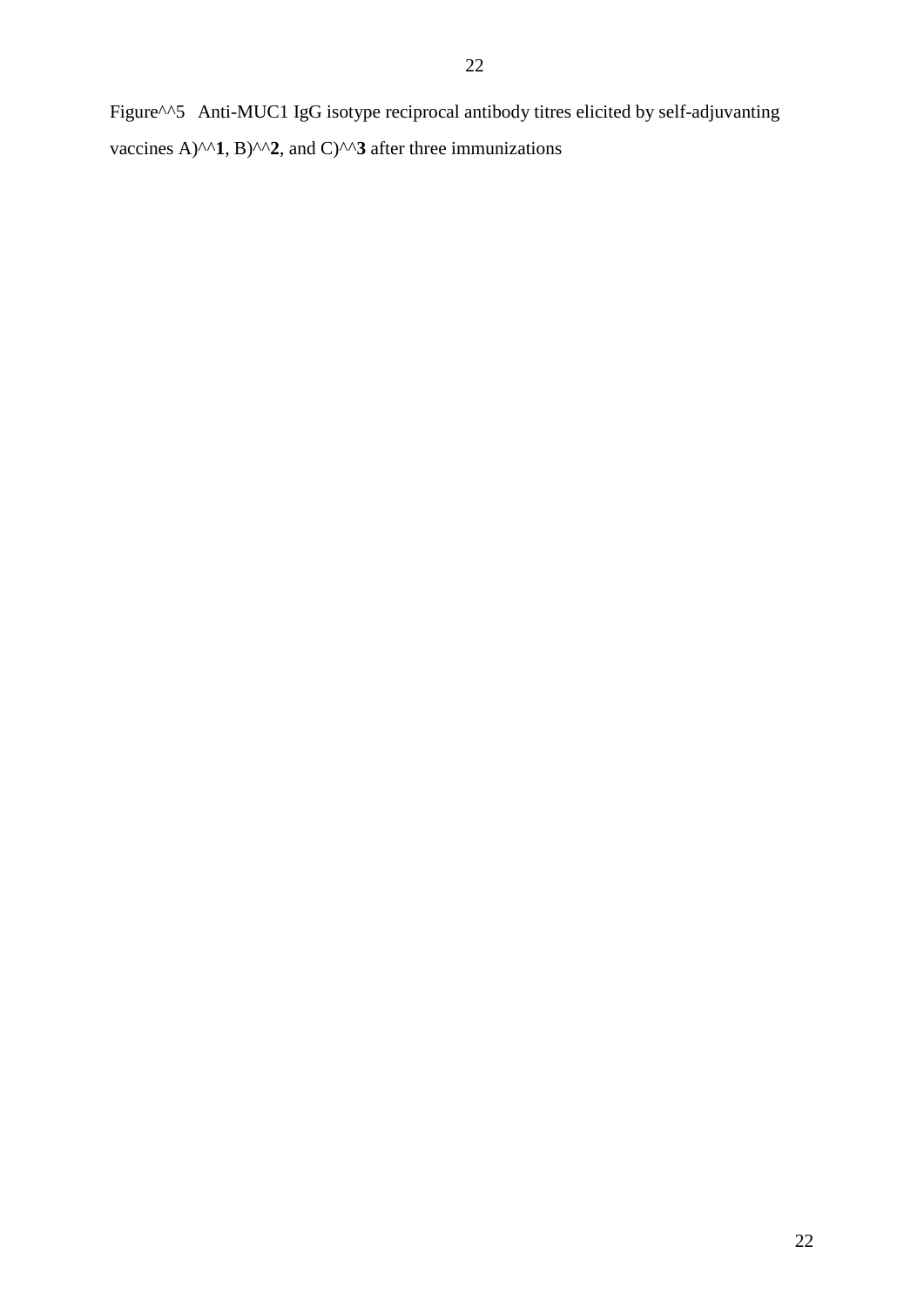Figure^^5 Anti-MUC1 IgG isotype reciprocal antibody titres elicited by self-adjuvanting vaccines A)^^**1**, B)^^**2**, and C)^^**3** after three immunizations